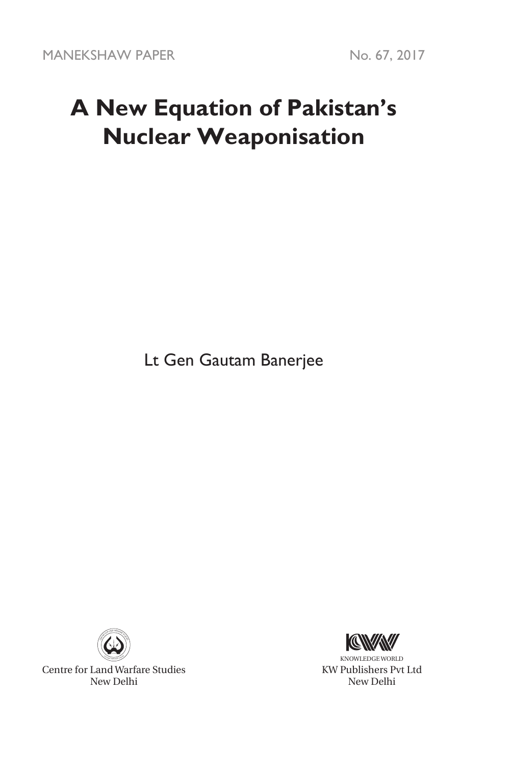MANEKSHAW PAPER No. 67, 2017

# A New Equation of Pakistan's Nuclear Weaponisation

Lt Gen Gautam Banerjee

Centre for Land Warfare Studies
New Delhi

KNOWLEDGE WORLD
KW Publishers Pvt Ltd
New Delhi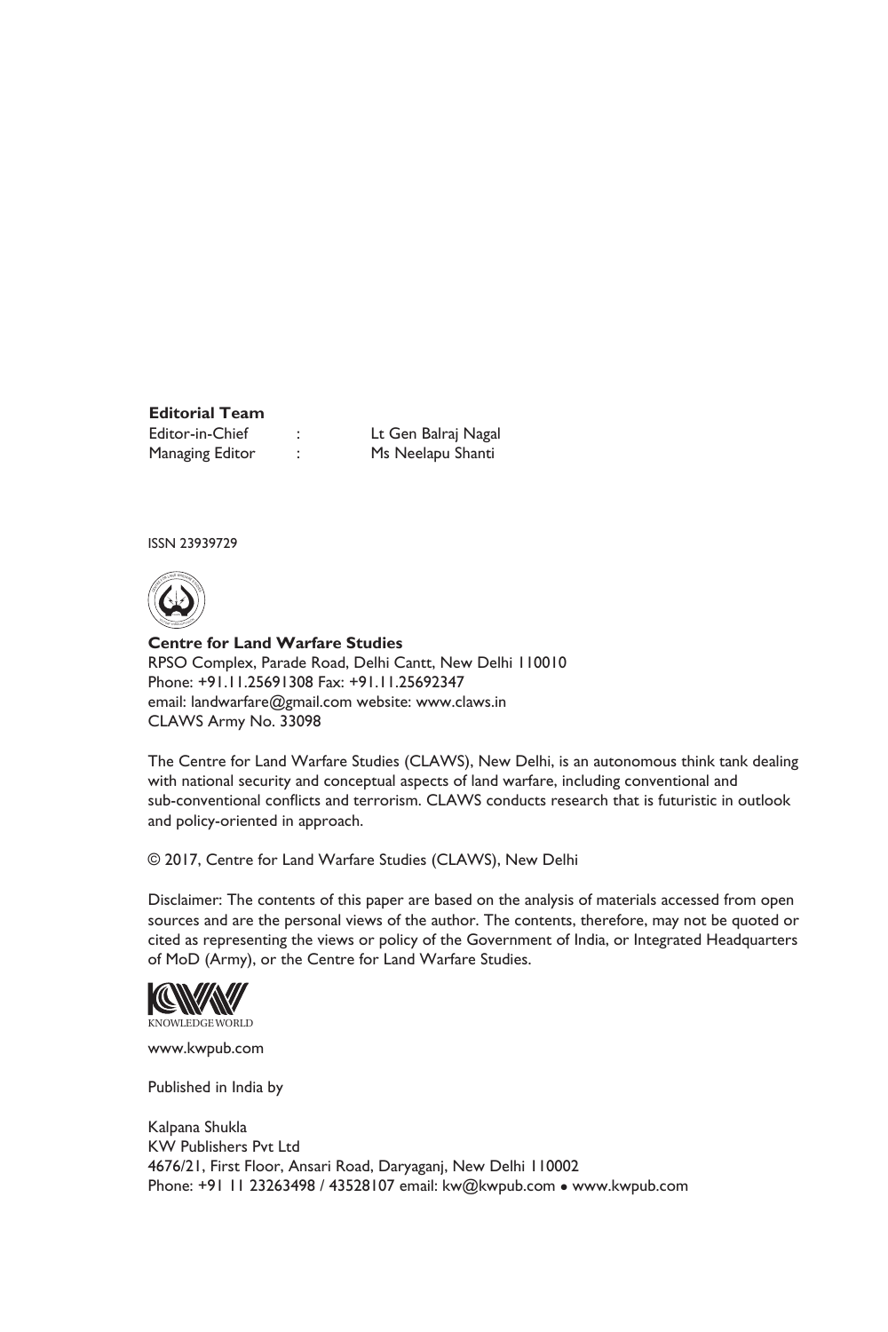**Editorial Team**

| | | |
|---|---|---|
| Editor-in-Chief | : | Lt Gen Balraj Nagal |
| Managing Editor | : | Ms Neelapu Shanti |

ISSN 23939729

**Centre for Land Warfare Studies**
RPSO Complex, Parade Road, Delhi Cantt, New Delhi 110010
Phone: +91.11.25691308 Fax: +91.11.25692347
email: landwarfare@gmail.com website: www.claws.in
CLAWS Army No. 33098

The Centre for Land Warfare Studies (CLAWS), New Delhi, is an autonomous think tank dealing with national security and conceptual aspects of land warfare, including conventional and sub-conventional conflicts and terrorism. CLAWS conducts research that is futuristic in outlook and policy-oriented in approach.

© 2017, Centre for Land Warfare Studies (CLAWS), New Delhi

Disclaimer: The contents of this paper are based on the analysis of materials accessed from open sources and are the personal views of the author. The contents, therefore, may not be quoted or cited as representing the views or policy of the Government of India, or Integrated Headquarters of MoD (Army), or the Centre for Land Warfare Studies.

KNOWLEDGE WORLD

www.kwpub.com

Published in India by

Kalpana Shukla
KW Publishers Pvt Ltd
4676/21, First Floor, Ansari Road, Daryaganj, New Delhi 110002
Phone: +91 11 23263498 / 43528107 email: kw@kwpub.com • www.kwpub.com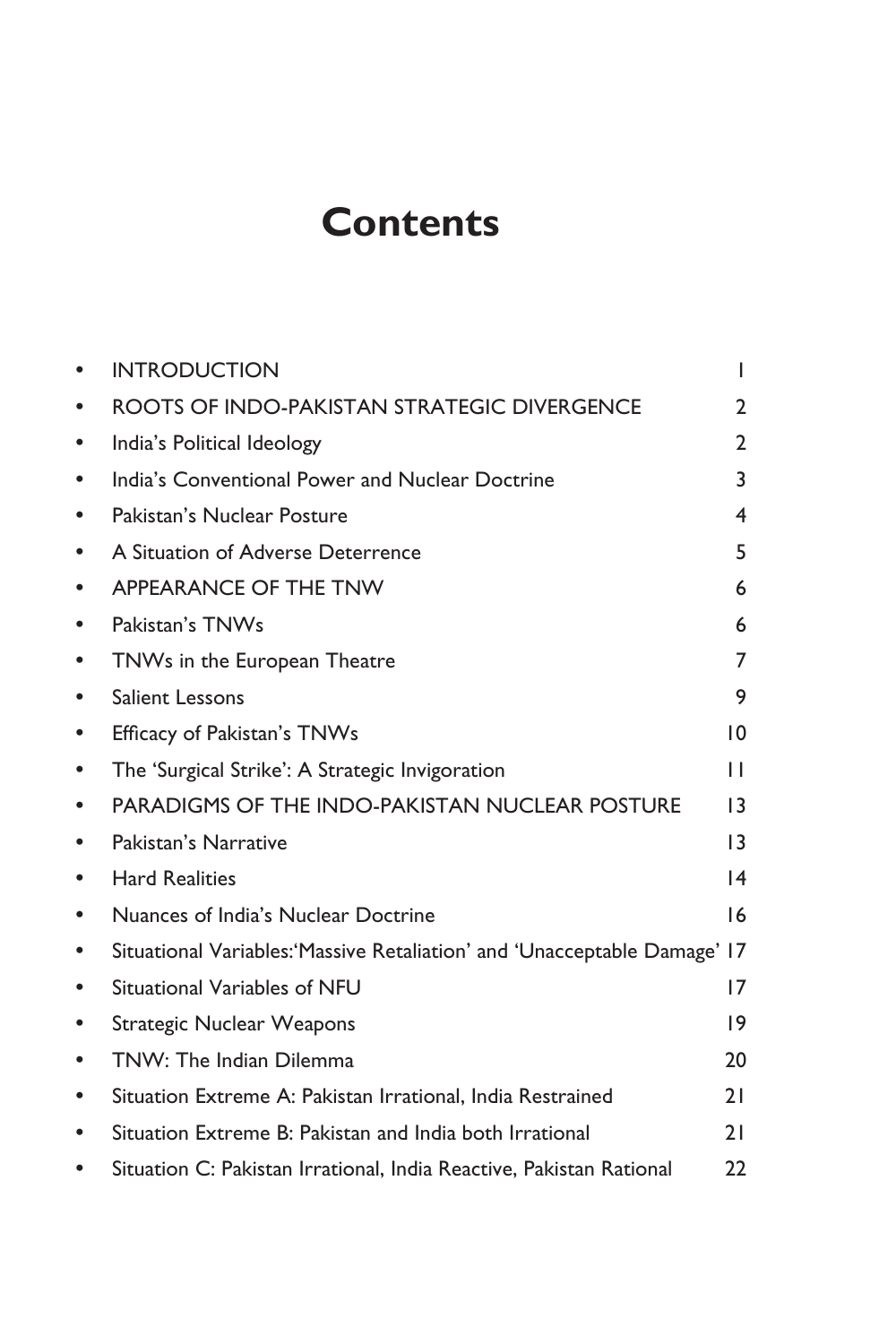# Contents

- INTRODUCTION 1
- ROOTS OF INDO-PAKISTAN STRATEGIC DIVERGENCE 2
- India's Political Ideology 2
- India's Conventional Power and Nuclear Doctrine 3
- Pakistan's Nuclear Posture 4
- A Situation of Adverse Deterrence 5
- APPEARANCE OF THE TNW 6
- Pakistan's TNWs 6
- TNWs in the European Theatre 7
- Salient Lessons 9
- Efficacy of Pakistan's TNWs 10
- The 'Surgical Strike': A Strategic Invigoration 11
- PARADIGMS OF THE INDO-PAKISTAN NUCLEAR POSTURE 13
- Pakistan's Narrative 13
- Hard Realities 14
- Nuances of India's Nuclear Doctrine 16
- Situational Variables:'Massive Retaliation' and 'Unacceptable Damage' 17
- Situational Variables of NFU 17
- Strategic Nuclear Weapons 19
- TNW: The Indian Dilemma 20
- Situation Extreme A: Pakistan Irrational, India Restrained 21
- Situation Extreme B: Pakistan and India both Irrational 21
- Situation C: Pakistan Irrational, India Reactive, Pakistan Rational 22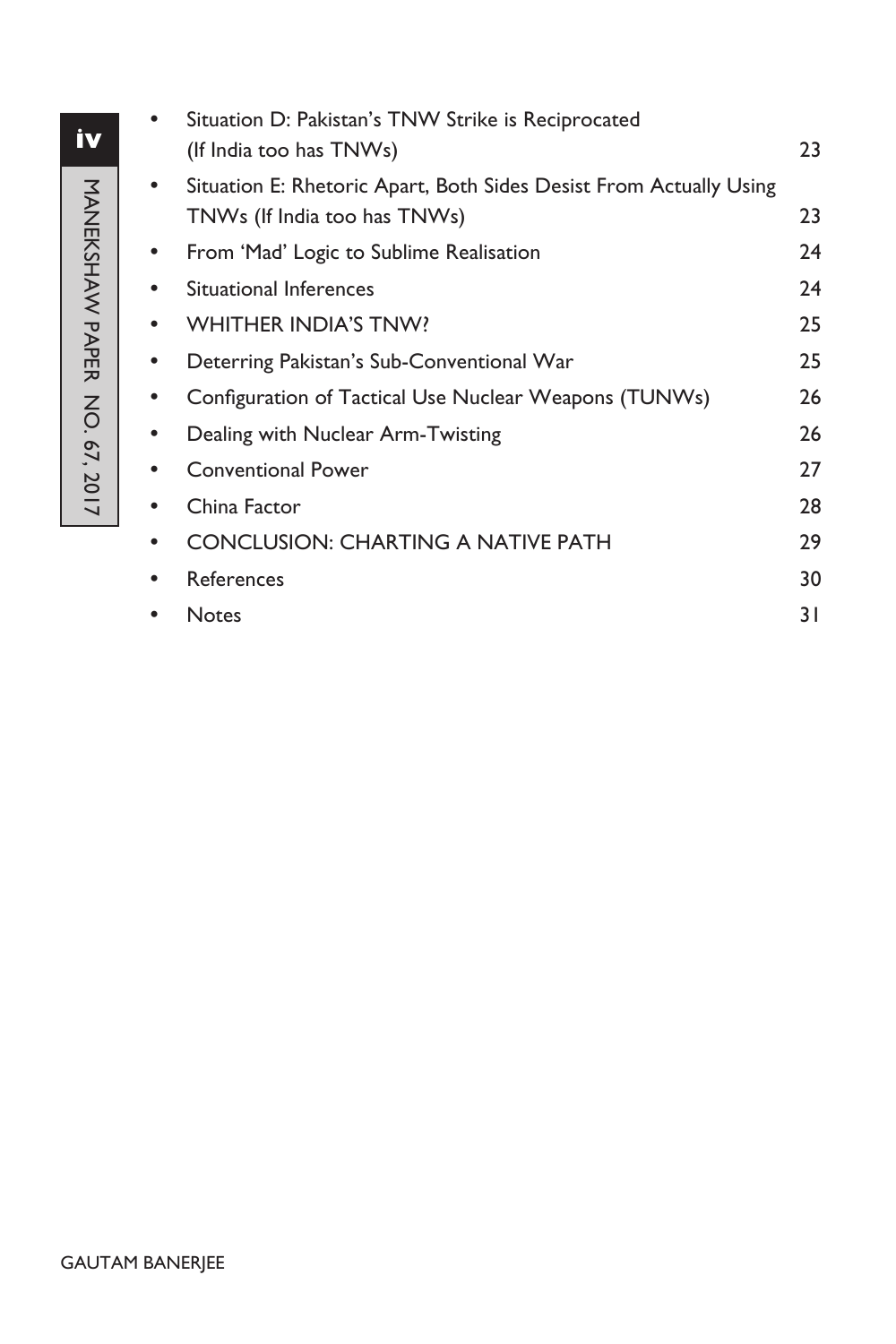- Situation D: Pakistan's TNW Strike is Reciprocated (If India too has TNWs) 23
- Situation E: Rhetoric Apart, Both Sides Desist From Actually Using TNWs (If India too has TNWs) 23
- From 'Mad' Logic to Sublime Realisation 24
- Situational Inferences 24
- WHITHER INDIA'S TNW? 25
- Deterring Pakistan's Sub-Conventional War 25
- Configuration of Tactical Use Nuclear Weapons (TUNWs) 26
- Dealing with Nuclear Arm-Twisting 26
- Conventional Power 27
- China Factor 28
- CONCLUSION: CHARTING A NATIVE PATH 29
- References 30
- Notes 31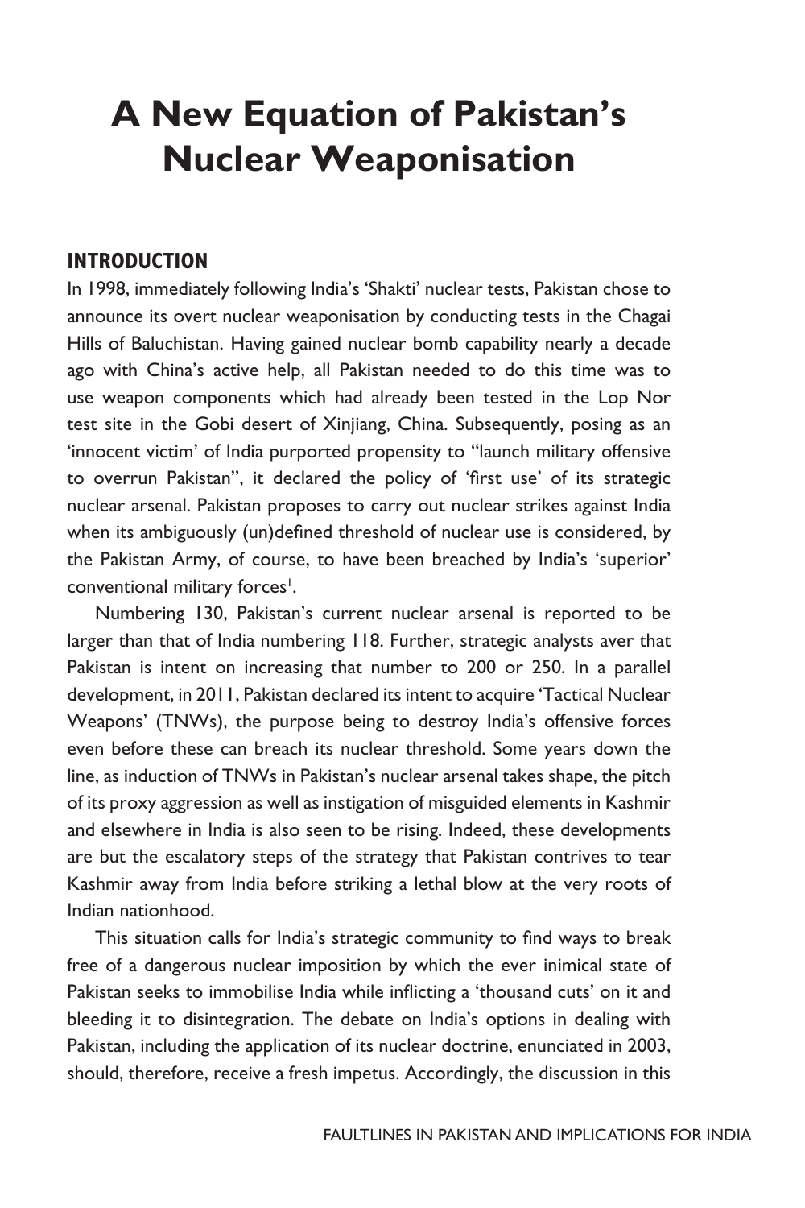# A New Equation of Pakistan's Nuclear Weaponisation

## INTRODUCTION

In 1998, immediately following India's 'Shakti' nuclear tests, Pakistan chose to announce its overt nuclear weaponisation by conducting tests in the Chagai Hills of Baluchistan. Having gained nuclear bomb capability nearly a decade ago with China's active help, all Pakistan needed to do this time was to use weapon components which had already been tested in the Lop Nor test site in the Gobi desert of Xinjiang, China. Subsequently, posing as an 'innocent victim' of India purported propensity to "launch military offensive to overrun Pakistan", it declared the policy of 'first use' of its strategic nuclear arsenal. Pakistan proposes to carry out nuclear strikes against India when its ambiguously (un)defined threshold of nuclear use is considered, by the Pakistan Army, of course, to have been breached by India's 'superior' conventional military forces[1].

Numbering 130, Pakistan's current nuclear arsenal is reported to be larger than that of India numbering 118. Further, strategic analysts aver that Pakistan is intent on increasing that number to 200 or 250. In a parallel development, in 2011, Pakistan declared its intent to acquire 'Tactical Nuclear Weapons' (TNWs), the purpose being to destroy India's offensive forces even before these can breach its nuclear threshold. Some years down the line, as induction of TNWs in Pakistan's nuclear arsenal takes shape, the pitch of its proxy aggression as well as instigation of misguided elements in Kashmir and elsewhere in India is also seen to be rising. Indeed, these developments are but the escalatory steps of the strategy that Pakistan contrives to tear Kashmir away from India before striking a lethal blow at the very roots of Indian nationhood.

This situation calls for India's strategic community to find ways to break free of a dangerous nuclear imposition by which the ever inimical state of Pakistan seeks to immobilise India while inflicting a 'thousand cuts' on it and bleeding it to disintegration. The debate on India's options in dealing with Pakistan, including the application of its nuclear doctrine, enunciated in 2003, should, therefore, receive a fresh impetus. Accordingly, the discussion in this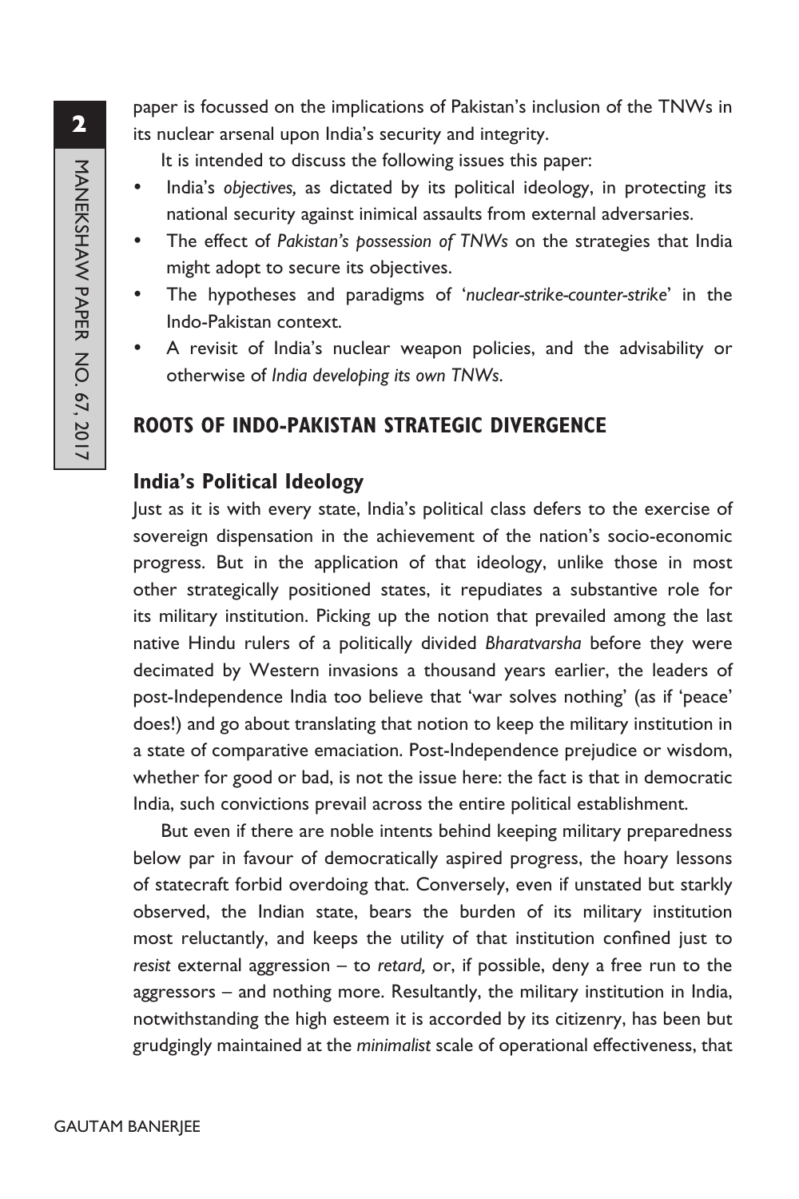paper is focussed on the implications of Pakistan's inclusion of the TNWs in its nuclear arsenal upon India's security and integrity.

It is intended to discuss the following issues this paper:

- India's *objectives,* as dictated by its political ideology, in protecting its national security against inimical assaults from external adversaries.
- The effect of *Pakistan's possession of TNWs* on the strategies that India might adopt to secure its objectives.
- The hypotheses and paradigms of '*nuclear-strike-counter-strike*' in the Indo-Pakistan context.
- A revisit of India's nuclear weapon policies, and the advisability or otherwise of *India developing its own TNWs*.

## ROOTS OF INDO-PAKISTAN STRATEGIC DIVERGENCE

### India's Political Ideology

Just as it is with every state, India's political class defers to the exercise of sovereign dispensation in the achievement of the nation's socio-economic progress. But in the application of that ideology, unlike those in most other strategically positioned states, it repudiates a substantive role for its military institution. Picking up the notion that prevailed among the last native Hindu rulers of a politically divided *Bharatvarsha* before they were decimated by Western invasions a thousand years earlier, the leaders of post-Independence India too believe that 'war solves nothing' (as if 'peace' does!) and go about translating that notion to keep the military institution in a state of comparative emaciation. Post-Independence prejudice or wisdom, whether for good or bad, is not the issue here: the fact is that in democratic India, such convictions prevail across the entire political establishment.

But even if there are noble intents behind keeping military preparedness below par in favour of democratically aspired progress, the hoary lessons of statecraft forbid overdoing that. Conversely, even if unstated but starkly observed, the Indian state, bears the burden of its military institution most reluctantly, and keeps the utility of that institution confined just to *resist* external aggression – to *retard,* or, if possible, deny a free run to the aggressors – and nothing more. Resultantly, the military institution in India, notwithstanding the high esteem it is accorded by its citizenry, has been but grudgingly maintained at the *minimalist* scale of operational effectiveness, that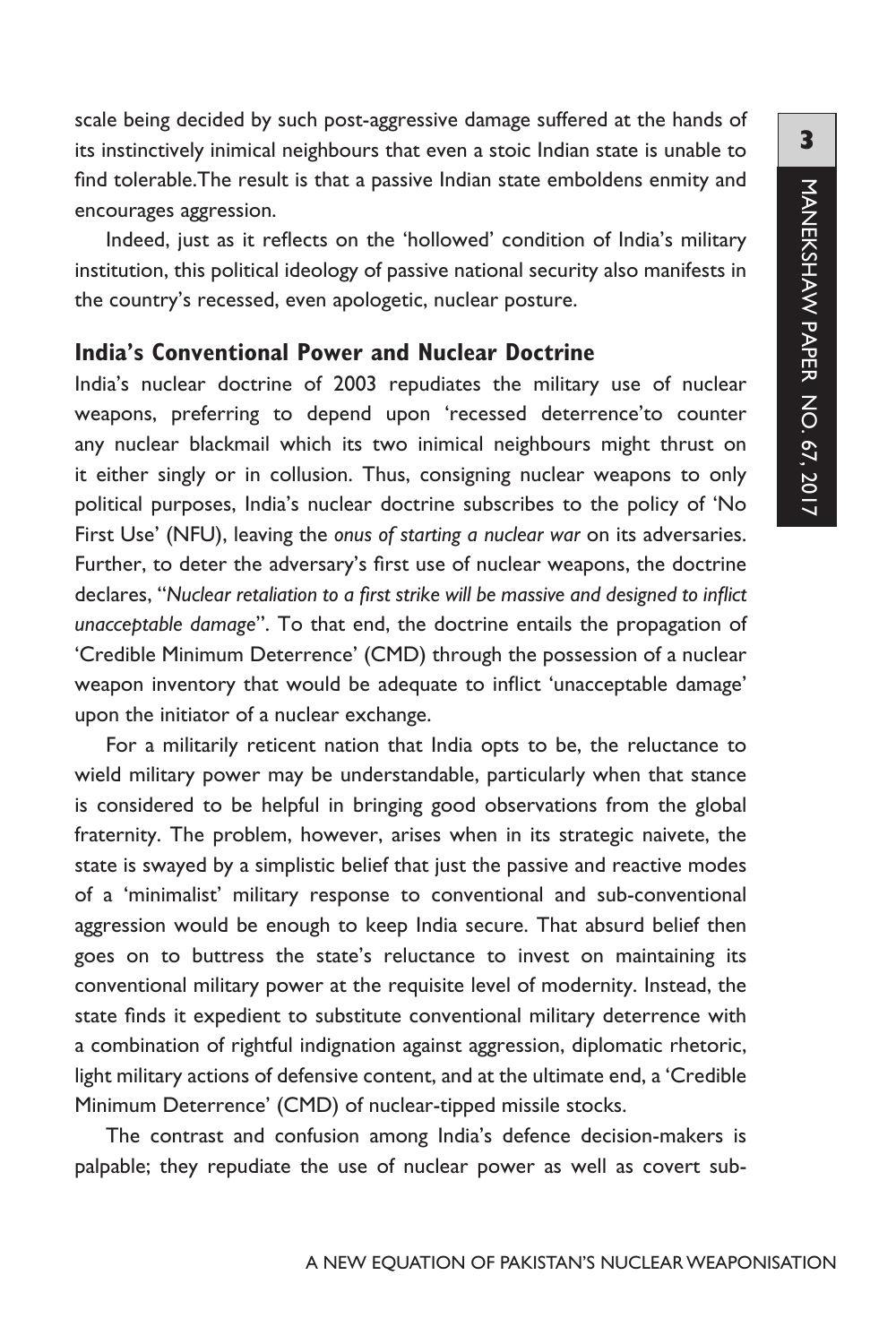scale being decided by such post-aggressive damage suffered at the hands of its instinctively inimical neighbours that even a stoic Indian state is unable to find tolerable.The result is that a passive Indian state emboldens enmity and encourages aggression.

Indeed, just as it reflects on the 'hollowed' condition of India's military institution, this political ideology of passive national security also manifests in the country's recessed, even apologetic, nuclear posture.

## India's Conventional Power and Nuclear Doctrine

India's nuclear doctrine of 2003 repudiates the military use of nuclear weapons, preferring to depend upon 'recessed deterrence'to counter any nuclear blackmail which its two inimical neighbours might thrust on it either singly or in collusion. Thus, consigning nuclear weapons to only political purposes, India's nuclear doctrine subscribes to the policy of 'No First Use' (NFU), leaving the *onus of starting a nuclear war* on its adversaries. Further, to deter the adversary's first use of nuclear weapons, the doctrine declares, "*Nuclear retaliation to a first strike will be massive and designed to inflict unacceptable damage*". To that end, the doctrine entails the propagation of 'Credible Minimum Deterrence' (CMD) through the possession of a nuclear weapon inventory that would be adequate to inflict 'unacceptable damage' upon the initiator of a nuclear exchange.

For a militarily reticent nation that India opts to be, the reluctance to wield military power may be understandable, particularly when that stance is considered to be helpful in bringing good observations from the global fraternity. The problem, however, arises when in its strategic naivete, the state is swayed by a simplistic belief that just the passive and reactive modes of a 'minimalist' military response to conventional and sub-conventional aggression would be enough to keep India secure. That absurd belief then goes on to buttress the state's reluctance to invest on maintaining its conventional military power at the requisite level of modernity. Instead, the state finds it expedient to substitute conventional military deterrence with a combination of rightful indignation against aggression, diplomatic rhetoric, light military actions of defensive content, and at the ultimate end, a 'Credible Minimum Deterrence' (CMD) of nuclear-tipped missile stocks.

The contrast and confusion among India's defence decision-makers is palpable; they repudiate the use of nuclear power as well as covert sub-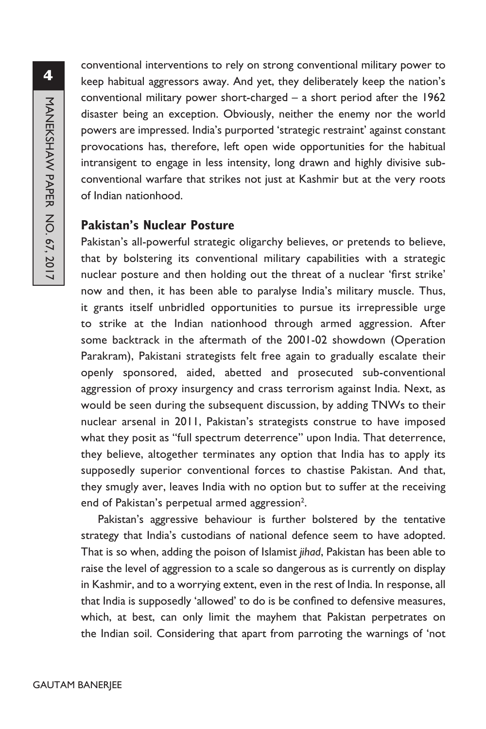conventional interventions to rely on strong conventional military power to keep habitual aggressors away. And yet, they deliberately keep the nation's conventional military power short-charged – a short period after the 1962 disaster being an exception. Obviously, neither the enemy nor the world powers are impressed. India's purported 'strategic restraint' against constant provocations has, therefore, left open wide opportunities for the habitual intransigent to engage in less intensity, long drawn and highly divisive sub-conventional warfare that strikes not just at Kashmir but at the very roots of Indian nationhood.

### Pakistan's Nuclear Posture

Pakistan's all-powerful strategic oligarchy believes, or pretends to believe, that by bolstering its conventional military capabilities with a strategic nuclear posture and then holding out the threat of a nuclear 'first strike' now and then, it has been able to paralyse India's military muscle. Thus, it grants itself unbridled opportunities to pursue its irrepressible urge to strike at the Indian nationhood through armed aggression. After some backtrack in the aftermath of the 2001-02 showdown (Operation Parakram), Pakistani strategists felt free again to gradually escalate their openly sponsored, aided, abetted and prosecuted sub-conventional aggression of proxy insurgency and crass terrorism against India. Next, as would be seen during the subsequent discussion, by adding TNWs to their nuclear arsenal in 2011, Pakistan's strategists construe to have imposed what they posit as "full spectrum deterrence" upon India. That deterrence, they believe, altogether terminates any option that India has to apply its supposedly superior conventional forces to chastise Pakistan. And that, they smugly aver, leaves India with no option but to suffer at the receiving end of Pakistan's perpetual armed aggression[2].

Pakistan's aggressive behaviour is further bolstered by the tentative strategy that India's custodians of national defence seem to have adopted. That is so when, adding the poison of Islamist *jihad*, Pakistan has been able to raise the level of aggression to a scale so dangerous as is currently on display in Kashmir, and to a worrying extent, even in the rest of India. In response, all that India is supposedly 'allowed' to do is be confined to defensive measures, which, at best, can only limit the mayhem that Pakistan perpetrates on the Indian soil. Considering that apart from parroting the warnings of 'not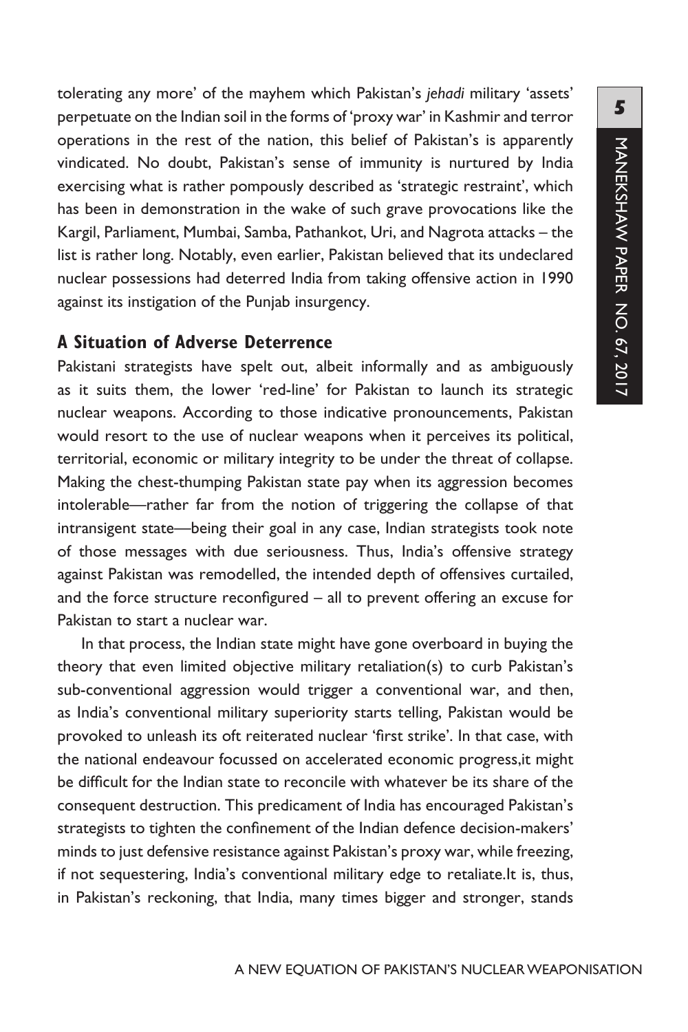tolerating any more' of the mayhem which Pakistan's *jehadi* military 'assets' perpetuate on the Indian soil in the forms of 'proxy war' in Kashmir and terror operations in the rest of the nation, this belief of Pakistan's is apparently vindicated. No doubt, Pakistan's sense of immunity is nurtured by India exercising what is rather pompously described as 'strategic restraint', which has been in demonstration in the wake of such grave provocations like the Kargil, Parliament, Mumbai, Samba, Pathankot, Uri, and Nagrota attacks – the list is rather long. Notably, even earlier, Pakistan believed that its undeclared nuclear possessions had deterred India from taking offensive action in 1990 against its instigation of the Punjab insurgency.

## A Situation of Adverse Deterrence

Pakistani strategists have spelt out, albeit informally and as ambiguously as it suits them, the lower 'red-line' for Pakistan to launch its strategic nuclear weapons. According to those indicative pronouncements, Pakistan would resort to the use of nuclear weapons when it perceives its political, territorial, economic or military integrity to be under the threat of collapse. Making the chest-thumping Pakistan state pay when its aggression becomes intolerable—rather far from the notion of triggering the collapse of that intransigent state—being their goal in any case, Indian strategists took note of those messages with due seriousness. Thus, India's offensive strategy against Pakistan was remodelled, the intended depth of offensives curtailed, and the force structure reconfigured – all to prevent offering an excuse for Pakistan to start a nuclear war.

In that process, the Indian state might have gone overboard in buying the theory that even limited objective military retaliation(s) to curb Pakistan's sub-conventional aggression would trigger a conventional war, and then, as India's conventional military superiority starts telling, Pakistan would be provoked to unleash its oft reiterated nuclear 'first strike'. In that case, with the national endeavour focussed on accelerated economic progress,it might be difficult for the Indian state to reconcile with whatever be its share of the consequent destruction. This predicament of India has encouraged Pakistan's strategists to tighten the confinement of the Indian defence decision-makers' minds to just defensive resistance against Pakistan's proxy war, while freezing, if not sequestering, India's conventional military edge to retaliate.It is, thus, in Pakistan's reckoning, that India, many times bigger and stronger, stands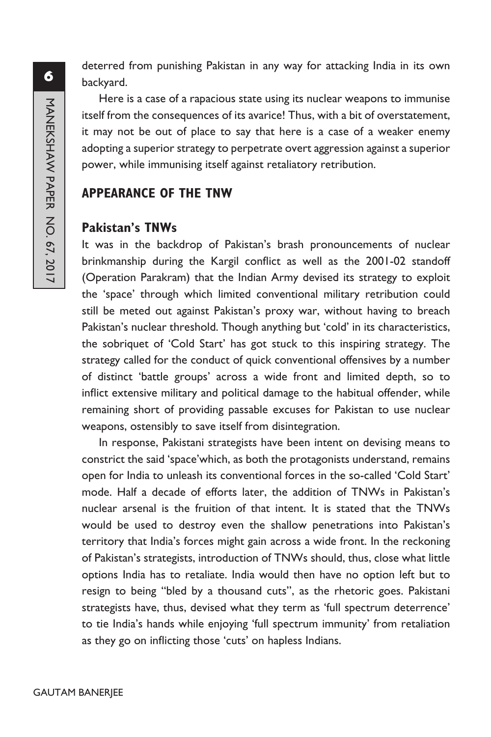deterred from punishing Pakistan in any way for attacking India in its own backyard.

Here is a case of a rapacious state using its nuclear weapons to immunise itself from the consequences of its avarice! Thus, with a bit of overstatement, it may not be out of place to say that here is a case of a weaker enemy adopting a superior strategy to perpetrate overt aggression against a superior power, while immunising itself against retaliatory retribution.

## APPEARANCE OF THE TNW

### Pakistan's TNWs

It was in the backdrop of Pakistan's brash pronouncements of nuclear brinkmanship during the Kargil conflict as well as the 2001-02 standoff (Operation Parakram) that the Indian Army devised its strategy to exploit the 'space' through which limited conventional military retribution could still be meted out against Pakistan's proxy war, without having to breach Pakistan's nuclear threshold. Though anything but 'cold' in its characteristics, the sobriquet of 'Cold Start' has got stuck to this inspiring strategy. The strategy called for the conduct of quick conventional offensives by a number of distinct 'battle groups' across a wide front and limited depth, so to inflict extensive military and political damage to the habitual offender, while remaining short of providing passable excuses for Pakistan to use nuclear weapons, ostensibly to save itself from disintegration.

In response, Pakistani strategists have been intent on devising means to constrict the said 'space'which, as both the protagonists understand, remains open for India to unleash its conventional forces in the so-called 'Cold Start' mode. Half a decade of efforts later, the addition of TNWs in Pakistan's nuclear arsenal is the fruition of that intent. It is stated that the TNWs would be used to destroy even the shallow penetrations into Pakistan's territory that India's forces might gain across a wide front. In the reckoning of Pakistan's strategists, introduction of TNWs should, thus, close what little options India has to retaliate. India would then have no option left but to resign to being "bled by a thousand cuts", as the rhetoric goes. Pakistani strategists have, thus, devised what they term as 'full spectrum deterrence' to tie India's hands while enjoying 'full spectrum immunity' from retaliation as they go on inflicting those 'cuts' on hapless Indians.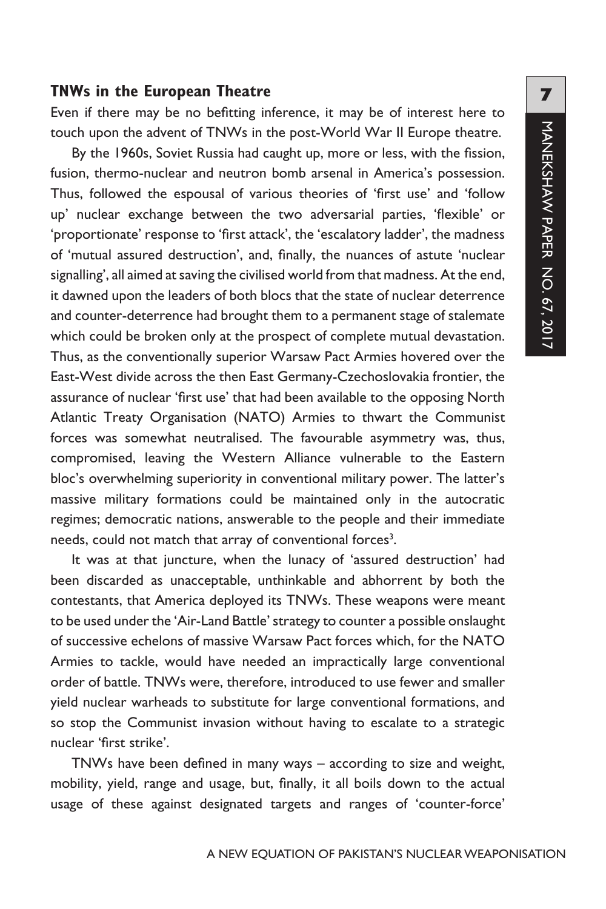### TNWs in the European Theatre

Even if there may be no befitting inference, it may be of interest here to touch upon the advent of TNWs in the post-World War II Europe theatre.

By the 1960s, Soviet Russia had caught up, more or less, with the fission, fusion, thermo-nuclear and neutron bomb arsenal in America's possession. Thus, followed the espousal of various theories of 'first use' and 'follow up' nuclear exchange between the two adversarial parties, 'flexible' or 'proportionate' response to 'first attack', the 'escalatory ladder', the madness of 'mutual assured destruction', and, finally, the nuances of astute 'nuclear signalling', all aimed at saving the civilised world from that madness. At the end, it dawned upon the leaders of both blocs that the state of nuclear deterrence and counter-deterrence had brought them to a permanent stage of stalemate which could be broken only at the prospect of complete mutual devastation. Thus, as the conventionally superior Warsaw Pact Armies hovered over the East-West divide across the then East Germany-Czechoslovakia frontier, the assurance of nuclear 'first use' that had been available to the opposing North Atlantic Treaty Organisation (NATO) Armies to thwart the Communist forces was somewhat neutralised. The favourable asymmetry was, thus, compromised, leaving the Western Alliance vulnerable to the Eastern bloc's overwhelming superiority in conventional military power. The latter's massive military formations could be maintained only in the autocratic regimes; democratic nations, answerable to the people and their immediate needs, could not match that array of conventional forces[3].

It was at that juncture, when the lunacy of 'assured destruction' had been discarded as unacceptable, unthinkable and abhorrent by both the contestants, that America deployed its TNWs. These weapons were meant to be used under the 'Air-Land Battle' strategy to counter a possible onslaught of successive echelons of massive Warsaw Pact forces which, for the NATO Armies to tackle, would have needed an impractically large conventional order of battle. TNWs were, therefore, introduced to use fewer and smaller yield nuclear warheads to substitute for large conventional formations, and so stop the Communist invasion without having to escalate to a strategic nuclear 'first strike'.

TNWs have been defined in many ways – according to size and weight, mobility, yield, range and usage, but, finally, it all boils down to the actual usage of these against designated targets and ranges of 'counter-force'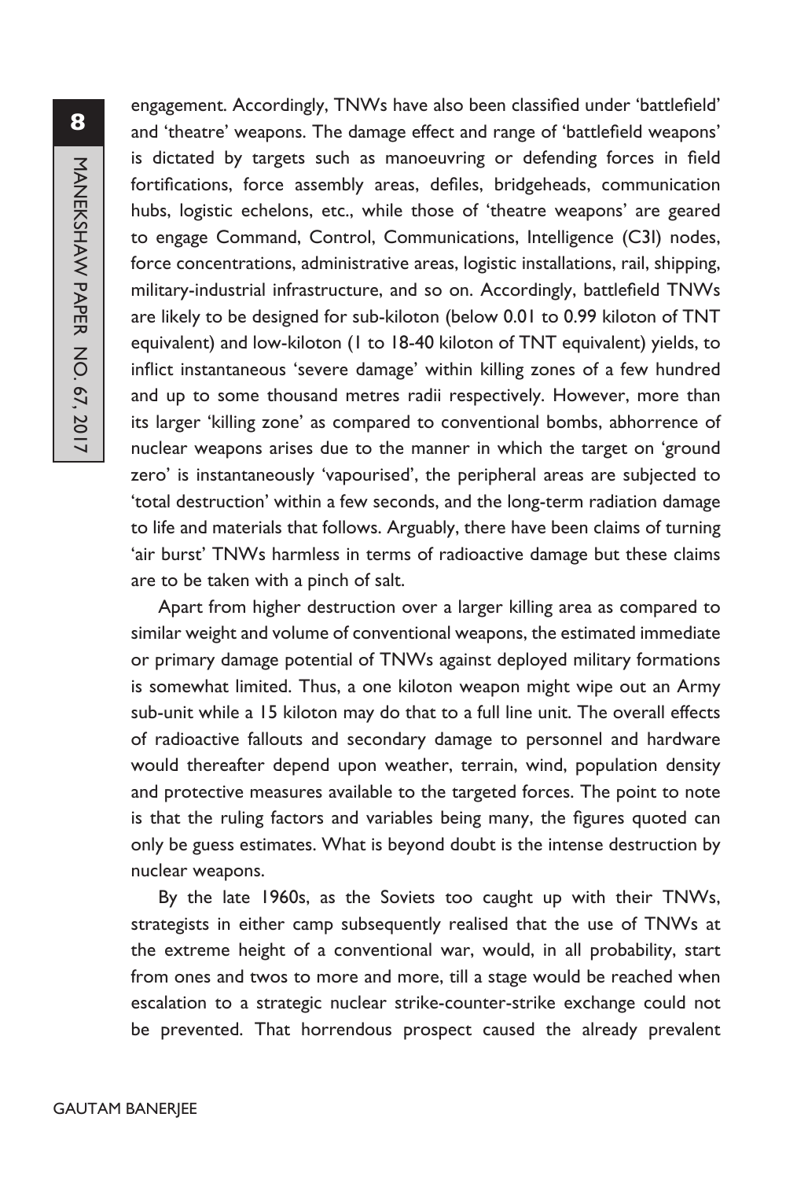engagement. Accordingly, TNWs have also been classified under 'battlefield' and 'theatre' weapons. The damage effect and range of 'battlefield weapons' is dictated by targets such as manoeuvring or defending forces in field fortifications, force assembly areas, defiles, bridgeheads, communication hubs, logistic echelons, etc., while those of 'theatre weapons' are geared to engage Command, Control, Communications, Intelligence (C3I) nodes, force concentrations, administrative areas, logistic installations, rail, shipping, military-industrial infrastructure, and so on. Accordingly, battlefield TNWs are likely to be designed for sub-kiloton (below 0.01 to 0.99 kiloton of TNT equivalent) and low-kiloton (1 to 18-40 kiloton of TNT equivalent) yields, to inflict instantaneous 'severe damage' within killing zones of a few hundred and up to some thousand metres radii respectively. However, more than its larger 'killing zone' as compared to conventional bombs, abhorrence of nuclear weapons arises due to the manner in which the target on 'ground zero' is instantaneously 'vapourised', the peripheral areas are subjected to 'total destruction' within a few seconds, and the long-term radiation damage to life and materials that follows. Arguably, there have been claims of turning 'air burst' TNWs harmless in terms of radioactive damage but these claims are to be taken with a pinch of salt.

Apart from higher destruction over a larger killing area as compared to similar weight and volume of conventional weapons, the estimated immediate or primary damage potential of TNWs against deployed military formations is somewhat limited. Thus, a one kiloton weapon might wipe out an Army sub-unit while a 15 kiloton may do that to a full line unit. The overall effects of radioactive fallouts and secondary damage to personnel and hardware would thereafter depend upon weather, terrain, wind, population density and protective measures available to the targeted forces. The point to note is that the ruling factors and variables being many, the figures quoted can only be guess estimates. What is beyond doubt is the intense destruction by nuclear weapons.

By the late 1960s, as the Soviets too caught up with their TNWs, strategists in either camp subsequently realised that the use of TNWs at the extreme height of a conventional war, would, in all probability, start from ones and twos to more and more, till a stage would be reached when escalation to a strategic nuclear strike-counter-strike exchange could not be prevented. That horrendous prospect caused the already prevalent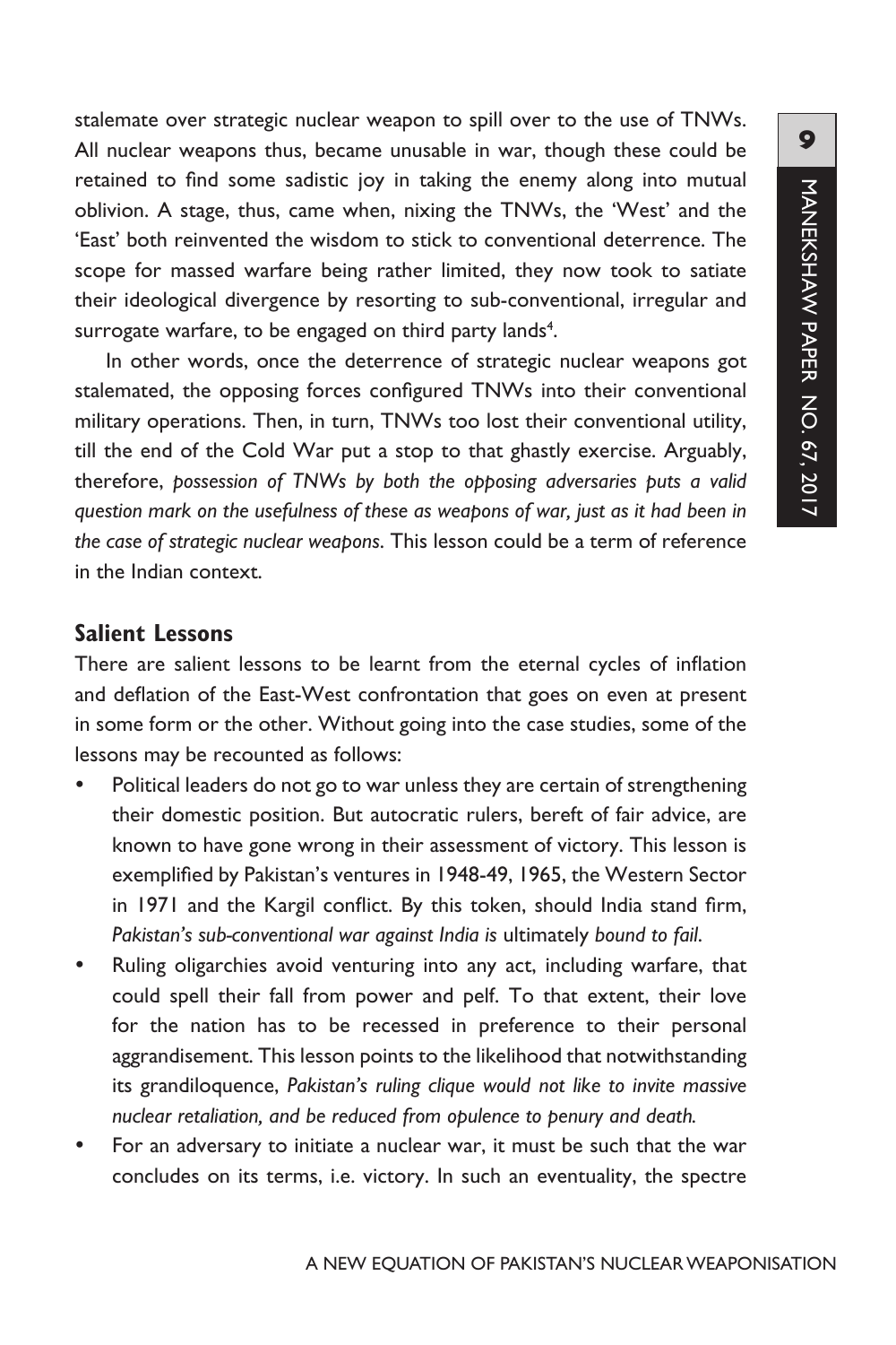stalemate over strategic nuclear weapon to spill over to the use of TNWs. All nuclear weapons thus, became unusable in war, though these could be retained to find some sadistic joy in taking the enemy along into mutual oblivion. A stage, thus, came when, nixing the TNWs, the 'West' and the 'East' both reinvented the wisdom to stick to conventional deterrence. The scope for massed warfare being rather limited, they now took to satiate their ideological divergence by resorting to sub-conventional, irregular and surrogate warfare, to be engaged on third party lands[4].

In other words, once the deterrence of strategic nuclear weapons got stalemated, the opposing forces configured TNWs into their conventional military operations. Then, in turn, TNWs too lost their conventional utility, till the end of the Cold War put a stop to that ghastly exercise. Arguably, therefore, *possession of TNWs by both the opposing adversaries puts a valid question mark on the usefulness of these as weapons of war, just as it had been in the case of strategic nuclear weapons.* This lesson could be a term of reference in the Indian context.

## Salient Lessons

There are salient lessons to be learnt from the eternal cycles of inflation and deflation of the East-West confrontation that goes on even at present in some form or the other. Without going into the case studies, some of the lessons may be recounted as follows:

- Political leaders do not go to war unless they are certain of strengthening their domestic position. But autocratic rulers, bereft of fair advice, are known to have gone wrong in their assessment of victory. This lesson is exemplified by Pakistan's ventures in 1948-49, 1965, the Western Sector in 1971 and the Kargil conflict. By this token, should India stand firm, *Pakistan's sub-conventional war against India is* ultimately *bound to fail.*
- Ruling oligarchies avoid venturing into any act, including warfare, that could spell their fall from power and pelf. To that extent, their love for the nation has to be recessed in preference to their personal aggrandisement. This lesson points to the likelihood that notwithstanding its grandiloquence, *Pakistan's ruling clique would not like to invite massive nuclear retaliation, and be reduced from opulence to penury and death.*
- For an adversary to initiate a nuclear war, it must be such that the war concludes on its terms, i.e. victory. In such an eventuality, the spectre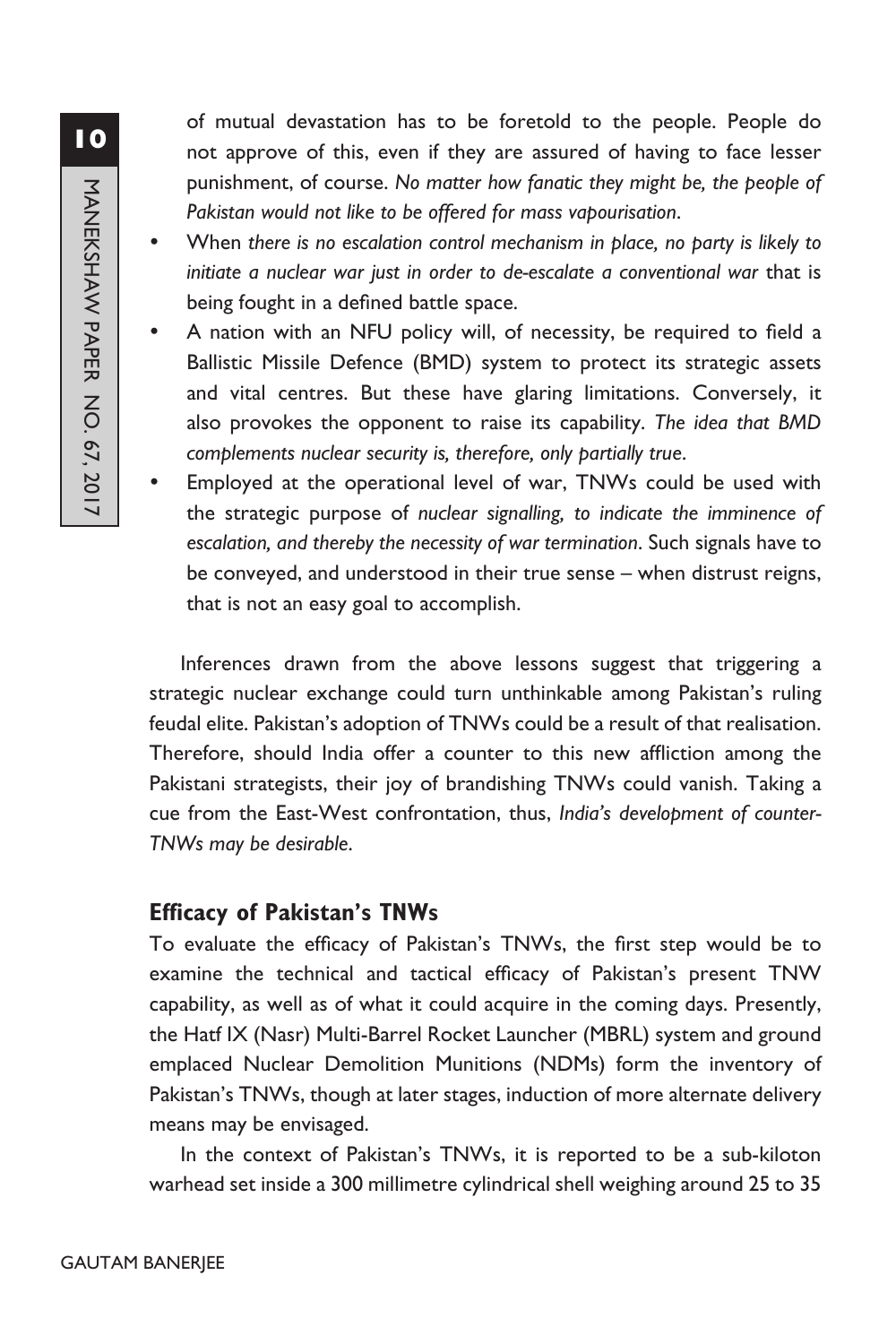of mutual devastation has to be foretold to the people. People do not approve of this, even if they are assured of having to face lesser punishment, of course. *No matter how fanatic they might be, the people of Pakistan would not like to be offered for mass vapourisation*.

- When *there is no escalation control mechanism in place, no party is likely to initiate a nuclear war just in order to de-escalate a conventional war* that is being fought in a defined battle space.
- A nation with an NFU policy will, of necessity, be required to field a Ballistic Missile Defence (BMD) system to protect its strategic assets and vital centres. But these have glaring limitations. Conversely, it also provokes the opponent to raise its capability. *The idea that BMD complements nuclear security is, therefore, only partially true*.
- Employed at the operational level of war, TNWs could be used with the strategic purpose of *nuclear signalling, to indicate the imminence of escalation, and thereby the necessity of war termination*. Such signals have to be conveyed, and understood in their true sense – when distrust reigns, that is not an easy goal to accomplish.

Inferences drawn from the above lessons suggest that triggering a strategic nuclear exchange could turn unthinkable among Pakistan's ruling feudal elite. Pakistan's adoption of TNWs could be a result of that realisation. Therefore, should India offer a counter to this new affliction among the Pakistani strategists, their joy of brandishing TNWs could vanish. Taking a cue from the East-West confrontation, thus, *India's development of counter-TNWs may be desirable*.

### Efficacy of Pakistan's TNWs

To evaluate the efficacy of Pakistan's TNWs, the first step would be to examine the technical and tactical efficacy of Pakistan's present TNW capability, as well as of what it could acquire in the coming days. Presently, the Hatf IX (Nasr) Multi-Barrel Rocket Launcher (MBRL) system and ground emplaced Nuclear Demolition Munitions (NDMs) form the inventory of Pakistan's TNWs, though at later stages, induction of more alternate delivery means may be envisaged.

In the context of Pakistan's TNWs, it is reported to be a sub-kiloton warhead set inside a 300 millimetre cylindrical shell weighing around 25 to 35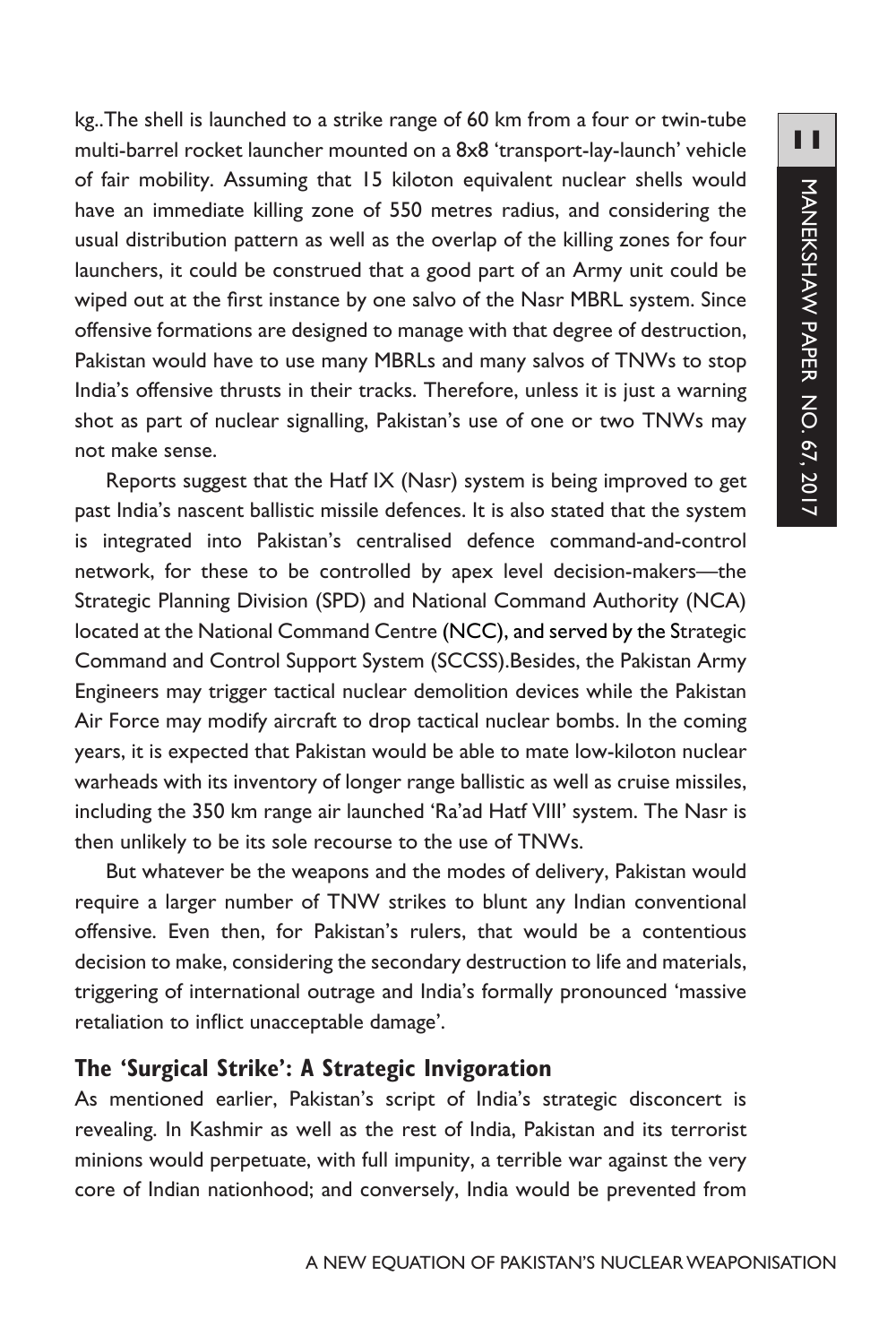kg..The shell is launched to a strike range of 60 km from a four or twin-tube multi-barrel rocket launcher mounted on a 8x8 'transport-lay-launch' vehicle of fair mobility. Assuming that 15 kiloton equivalent nuclear shells would have an immediate killing zone of 550 metres radius, and considering the usual distribution pattern as well as the overlap of the killing zones for four launchers, it could be construed that a good part of an Army unit could be wiped out at the first instance by one salvo of the Nasr MBRL system. Since offensive formations are designed to manage with that degree of destruction, Pakistan would have to use many MBRLs and many salvos of TNWs to stop India's offensive thrusts in their tracks. Therefore, unless it is just a warning shot as part of nuclear signalling, Pakistan's use of one or two TNWs may not make sense.

Reports suggest that the Hatf IX (Nasr) system is being improved to get past India's nascent ballistic missile defences. It is also stated that the system is integrated into Pakistan's centralised defence command-and-control network, for these to be controlled by apex level decision-makers—the Strategic Planning Division (SPD) and National Command Authority (NCA) located at the National Command Centre (NCC), and served by the Strategic Command and Control Support System (SCCSS).Besides, the Pakistan Army Engineers may trigger tactical nuclear demolition devices while the Pakistan Air Force may modify aircraft to drop tactical nuclear bombs. In the coming years, it is expected that Pakistan would be able to mate low-kiloton nuclear warheads with its inventory of longer range ballistic as well as cruise missiles, including the 350 km range air launched 'Ra'ad Hatf VIII' system. The Nasr is then unlikely to be its sole recourse to the use of TNWs.

But whatever be the weapons and the modes of delivery, Pakistan would require a larger number of TNW strikes to blunt any Indian conventional offensive. Even then, for Pakistan's rulers, that would be a contentious decision to make, considering the secondary destruction to life and materials, triggering of international outrage and India's formally pronounced 'massive retaliation to inflict unacceptable damage'.

### The 'Surgical Strike': A Strategic Invigoration

As mentioned earlier, Pakistan's script of India's strategic disconcert is revealing. In Kashmir as well as the rest of India, Pakistan and its terrorist minions would perpetuate, with full impunity, a terrible war against the very core of Indian nationhood; and conversely, India would be prevented from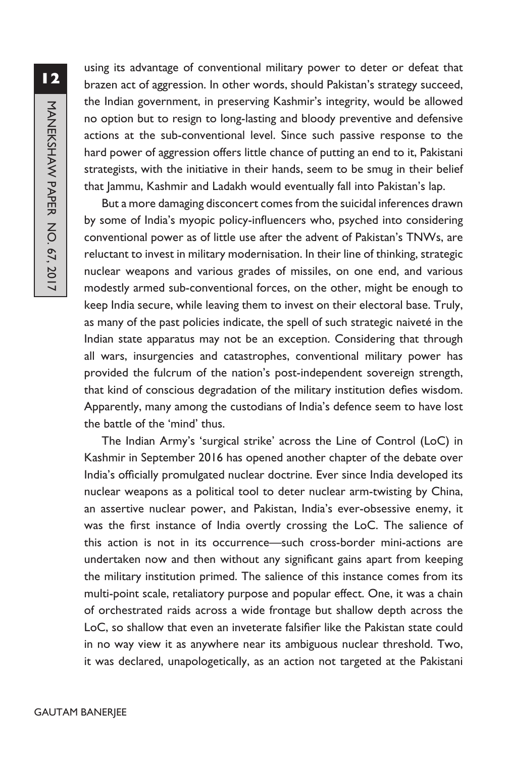using its advantage of conventional military power to deter or defeat that brazen act of aggression. In other words, should Pakistan's strategy succeed, the Indian government, in preserving Kashmir's integrity, would be allowed no option but to resign to long-lasting and bloody preventive and defensive actions at the sub-conventional level. Since such passive response to the hard power of aggression offers little chance of putting an end to it, Pakistani strategists, with the initiative in their hands, seem to be smug in their belief that Jammu, Kashmir and Ladakh would eventually fall into Pakistan's lap.

But a more damaging disconcert comes from the suicidal inferences drawn by some of India's myopic policy-influencers who, psyched into considering conventional power as of little use after the advent of Pakistan's TNWs, are reluctant to invest in military modernisation. In their line of thinking, strategic nuclear weapons and various grades of missiles, on one end, and various modestly armed sub-conventional forces, on the other, might be enough to keep India secure, while leaving them to invest on their electoral base. Truly, as many of the past policies indicate, the spell of such strategic naiveté in the Indian state apparatus may not be an exception. Considering that through all wars, insurgencies and catastrophes, conventional military power has provided the fulcrum of the nation's post-independent sovereign strength, that kind of conscious degradation of the military institution defies wisdom. Apparently, many among the custodians of India's defence seem to have lost the battle of the 'mind' thus.

The Indian Army's 'surgical strike' across the Line of Control (LoC) in Kashmir in September 2016 has opened another chapter of the debate over India's officially promulgated nuclear doctrine. Ever since India developed its nuclear weapons as a political tool to deter nuclear arm-twisting by China, an assertive nuclear power, and Pakistan, India's ever-obsessive enemy, it was the first instance of India overtly crossing the LoC. The salience of this action is not in its occurrence—such cross-border mini-actions are undertaken now and then without any significant gains apart from keeping the military institution primed. The salience of this instance comes from its multi-point scale, retaliatory purpose and popular effect. One, it was a chain of orchestrated raids across a wide frontage but shallow depth across the LoC, so shallow that even an inveterate falsifier like the Pakistan state could in no way view it as anywhere near its ambiguous nuclear threshold. Two, it was declared, unapologetically, as an action not targeted at the Pakistani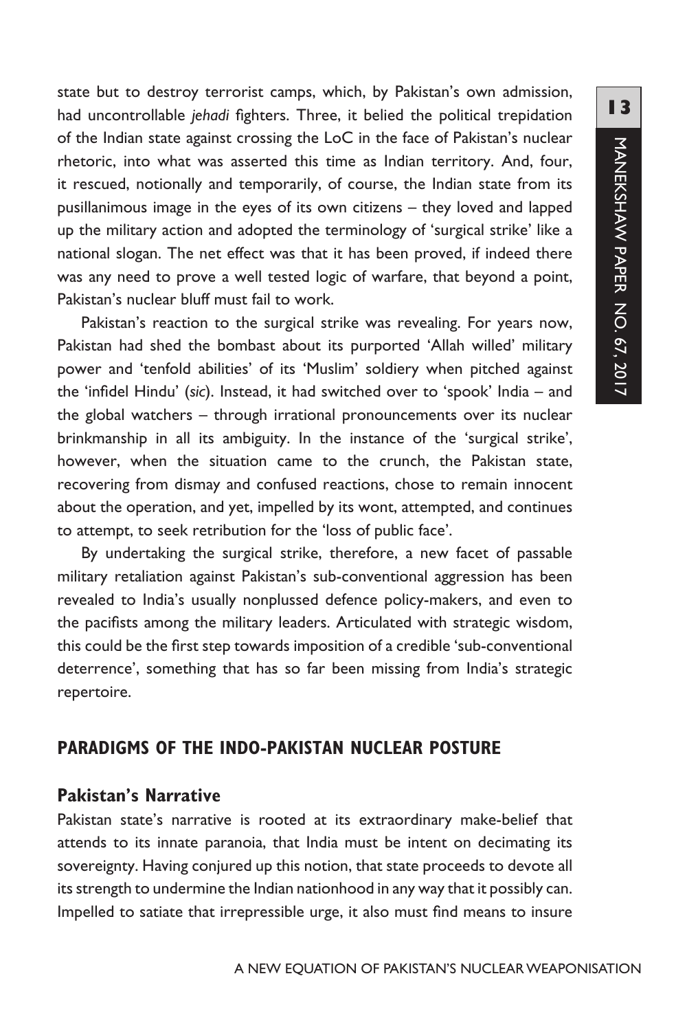state but to destroy terrorist camps, which, by Pakistan's own admission, had uncontrollable *jehadi* fighters. Three, it belied the political trepidation of the Indian state against crossing the LoC in the face of Pakistan's nuclear rhetoric, into what was asserted this time as Indian territory. And, four, it rescued, notionally and temporarily, of course, the Indian state from its pusillanimous image in the eyes of its own citizens – they loved and lapped up the military action and adopted the terminology of 'surgical strike' like a national slogan. The net effect was that it has been proved, if indeed there was any need to prove a well tested logic of warfare, that beyond a point, Pakistan's nuclear bluff must fail to work.

Pakistan's reaction to the surgical strike was revealing. For years now, Pakistan had shed the bombast about its purported 'Allah willed' military power and 'tenfold abilities' of its 'Muslim' soldiery when pitched against the 'infidel Hindu' (*sic*). Instead, it had switched over to 'spook' India – and the global watchers – through irrational pronouncements over its nuclear brinkmanship in all its ambiguity. In the instance of the 'surgical strike', however, when the situation came to the crunch, the Pakistan state, recovering from dismay and confused reactions, chose to remain innocent about the operation, and yet, impelled by its wont, attempted, and continues to attempt, to seek retribution for the 'loss of public face'.

By undertaking the surgical strike, therefore, a new facet of passable military retaliation against Pakistan's sub-conventional aggression has been revealed to India's usually nonplussed defence policy-makers, and even to the pacifists among the military leaders. Articulated with strategic wisdom, this could be the first step towards imposition of a credible 'sub-conventional deterrence', something that has so far been missing from India's strategic repertoire.

## PARADIGMS OF THE INDO-PAKISTAN NUCLEAR POSTURE

### Pakistan's Narrative

Pakistan state's narrative is rooted at its extraordinary make-belief that attends to its innate paranoia, that India must be intent on decimating its sovereignty. Having conjured up this notion, that state proceeds to devote all its strength to undermine the Indian nationhood in any way that it possibly can. Impelled to satiate that irrepressible urge, it also must find means to insure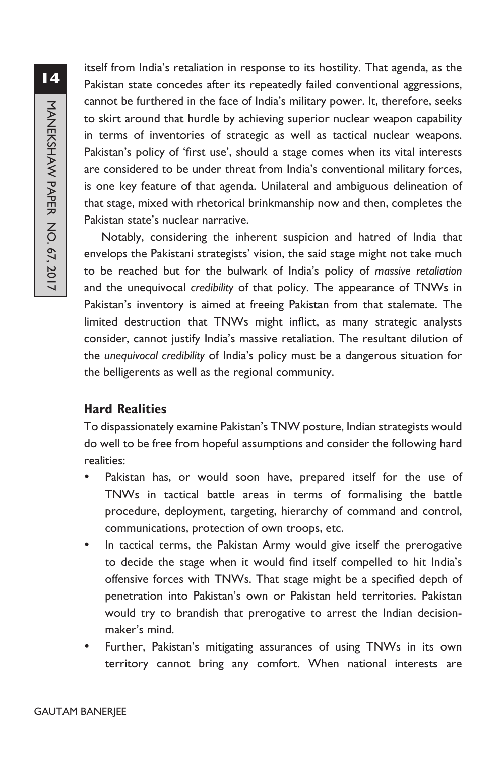itself from India's retaliation in response to its hostility. That agenda, as the Pakistan state concedes after its repeatedly failed conventional aggressions, cannot be furthered in the face of India's military power. It, therefore, seeks to skirt around that hurdle by achieving superior nuclear weapon capability in terms of inventories of strategic as well as tactical nuclear weapons. Pakistan's policy of 'first use', should a stage comes when its vital interests are considered to be under threat from India's conventional military forces, is one key feature of that agenda. Unilateral and ambiguous delineation of that stage, mixed with rhetorical brinkmanship now and then, completes the Pakistan state's nuclear narrative.

Notably, considering the inherent suspicion and hatred of India that envelops the Pakistani strategists' vision, the said stage might not take much to be reached but for the bulwark of India's policy of *massive retaliation* and the unequivocal *credibility* of that policy. The appearance of TNWs in Pakistan's inventory is aimed at freeing Pakistan from that stalemate. The limited destruction that TNWs might inflict, as many strategic analysts consider, cannot justify India's massive retaliation. The resultant dilution of the *unequivocal credibility* of India's policy must be a dangerous situation for the belligerents as well as the regional community.

## Hard Realities

To dispassionately examine Pakistan's TNW posture, Indian strategists would do well to be free from hopeful assumptions and consider the following hard realities:

- Pakistan has, or would soon have, prepared itself for the use of TNWs in tactical battle areas in terms of formalising the battle procedure, deployment, targeting, hierarchy of command and control, communications, protection of own troops, etc.
- In tactical terms, the Pakistan Army would give itself the prerogative to decide the stage when it would find itself compelled to hit India's offensive forces with TNWs. That stage might be a specified depth of penetration into Pakistan's own or Pakistan held territories. Pakistan would try to brandish that prerogative to arrest the Indian decision-maker's mind.
- Further, Pakistan's mitigating assurances of using TNWs in its own territory cannot bring any comfort. When national interests are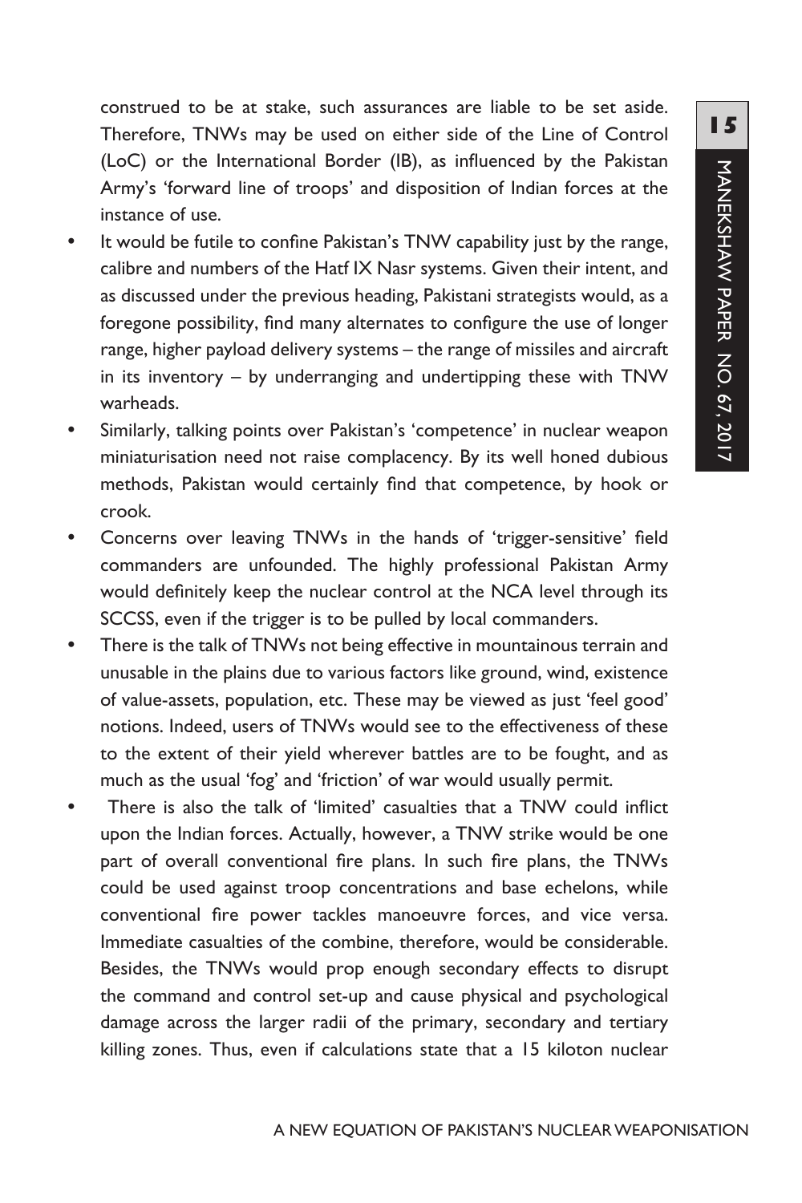construed to be at stake, such assurances are liable to be set aside. Therefore, TNWs may be used on either side of the Line of Control (LoC) or the International Border (IB), as influenced by the Pakistan Army's 'forward line of troops' and disposition of Indian forces at the instance of use.

- It would be futile to confine Pakistan's TNW capability just by the range, calibre and numbers of the Hatf IX Nasr systems. Given their intent, and as discussed under the previous heading, Pakistani strategists would, as a foregone possibility, find many alternates to configure the use of longer range, higher payload delivery systems – the range of missiles and aircraft in its inventory – by underranging and undertipping these with TNW warheads.
- Similarly, talking points over Pakistan's 'competence' in nuclear weapon miniaturisation need not raise complacency. By its well honed dubious methods, Pakistan would certainly find that competence, by hook or crook.
- Concerns over leaving TNWs in the hands of 'trigger-sensitive' field commanders are unfounded. The highly professional Pakistan Army would definitely keep the nuclear control at the NCA level through its SCCSS, even if the trigger is to be pulled by local commanders.
- There is the talk of TNWs not being effective in mountainous terrain and unusable in the plains due to various factors like ground, wind, existence of value-assets, population, etc. These may be viewed as just 'feel good' notions. Indeed, users of TNWs would see to the effectiveness of these to the extent of their yield wherever battles are to be fought, and as much as the usual 'fog' and 'friction' of war would usually permit.
- There is also the talk of 'limited' casualties that a TNW could inflict upon the Indian forces. Actually, however, a TNW strike would be one part of overall conventional fire plans. In such fire plans, the TNWs could be used against troop concentrations and base echelons, while conventional fire power tackles manoeuvre forces, and vice versa. Immediate casualties of the combine, therefore, would be considerable. Besides, the TNWs would prop enough secondary effects to disrupt the command and control set-up and cause physical and psychological damage across the larger radii of the primary, secondary and tertiary killing zones. Thus, even if calculations state that a 15 kiloton nuclear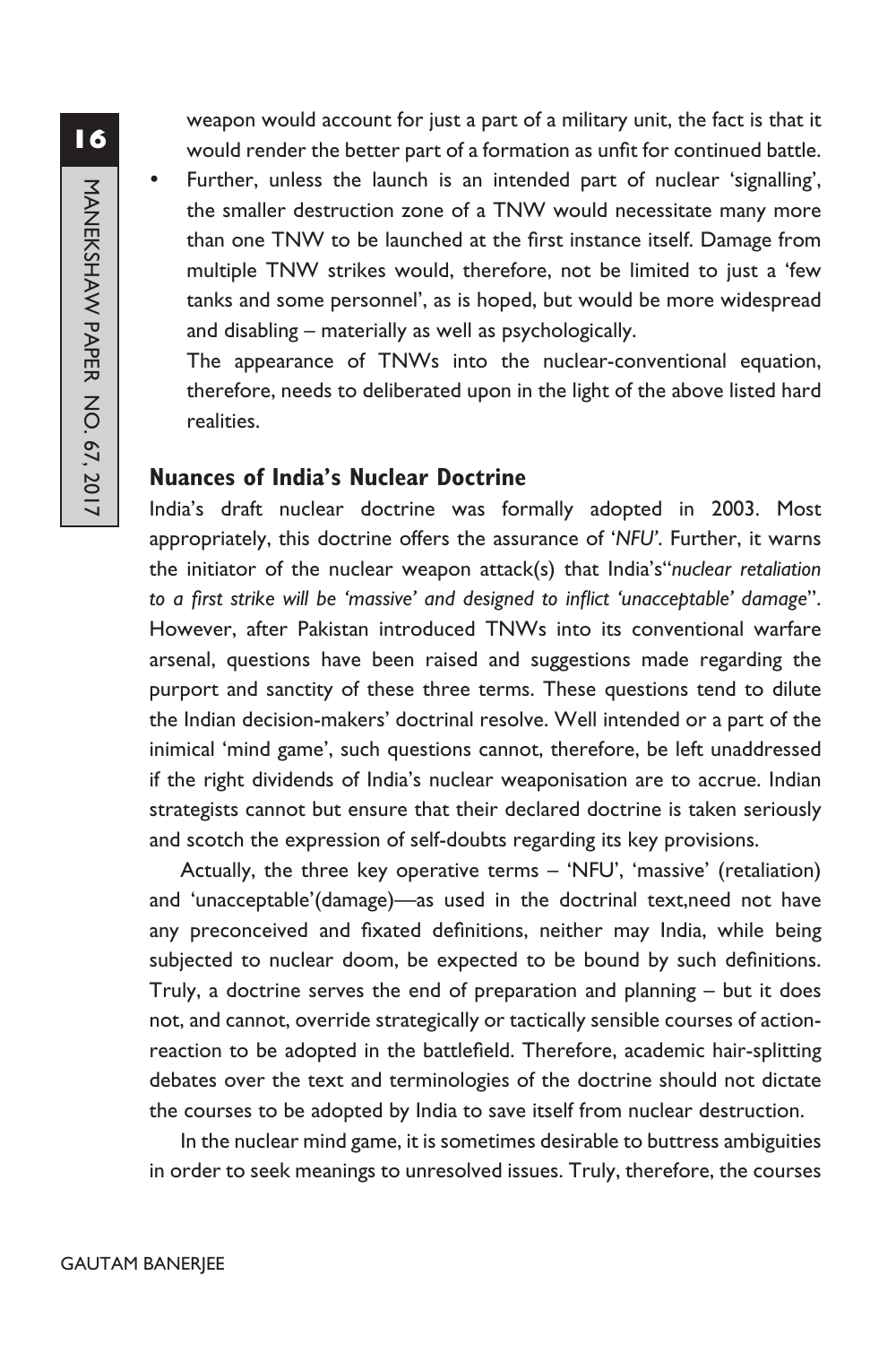weapon would account for just a part of a military unit, the fact is that it would render the better part of a formation as unfit for continued battle.

- Further, unless the launch is an intended part of nuclear 'signalling', the smaller destruction zone of a TNW would necessitate many more than one TNW to be launched at the first instance itself. Damage from multiple TNW strikes would, therefore, not be limited to just a 'few tanks and some personnel', as is hoped, but would be more widespread and disabling – materially as well as psychologically.

  The appearance of TNWs into the nuclear-conventional equation, therefore, needs to deliberated upon in the light of the above listed hard realities.

## Nuances of India's Nuclear Doctrine

India's draft nuclear doctrine was formally adopted in 2003. Most appropriately, this doctrine offers the assurance of '*NFU*'. Further, it warns the initiator of the nuclear weapon attack(s) that India's"*nuclear retaliation to a first strike will be 'massive' and designed to inflict 'unacceptable' damage*". However, after Pakistan introduced TNWs into its conventional warfare arsenal, questions have been raised and suggestions made regarding the purport and sanctity of these three terms. These questions tend to dilute the Indian decision-makers' doctrinal resolve. Well intended or a part of the inimical 'mind game', such questions cannot, therefore, be left unaddressed if the right dividends of India's nuclear weaponisation are to accrue. Indian strategists cannot but ensure that their declared doctrine is taken seriously and scotch the expression of self-doubts regarding its key provisions.

Actually, the three key operative terms – 'NFU', 'massive' (retaliation) and 'unacceptable'(damage)—as used in the doctrinal text,need not have any preconceived and fixated definitions, neither may India, while being subjected to nuclear doom, be expected to be bound by such definitions. Truly, a doctrine serves the end of preparation and planning – but it does not, and cannot, override strategically or tactically sensible courses of action-reaction to be adopted in the battlefield. Therefore, academic hair-splitting debates over the text and terminologies of the doctrine should not dictate the courses to be adopted by India to save itself from nuclear destruction.

In the nuclear mind game, it is sometimes desirable to buttress ambiguities in order to seek meanings to unresolved issues. Truly, therefore, the courses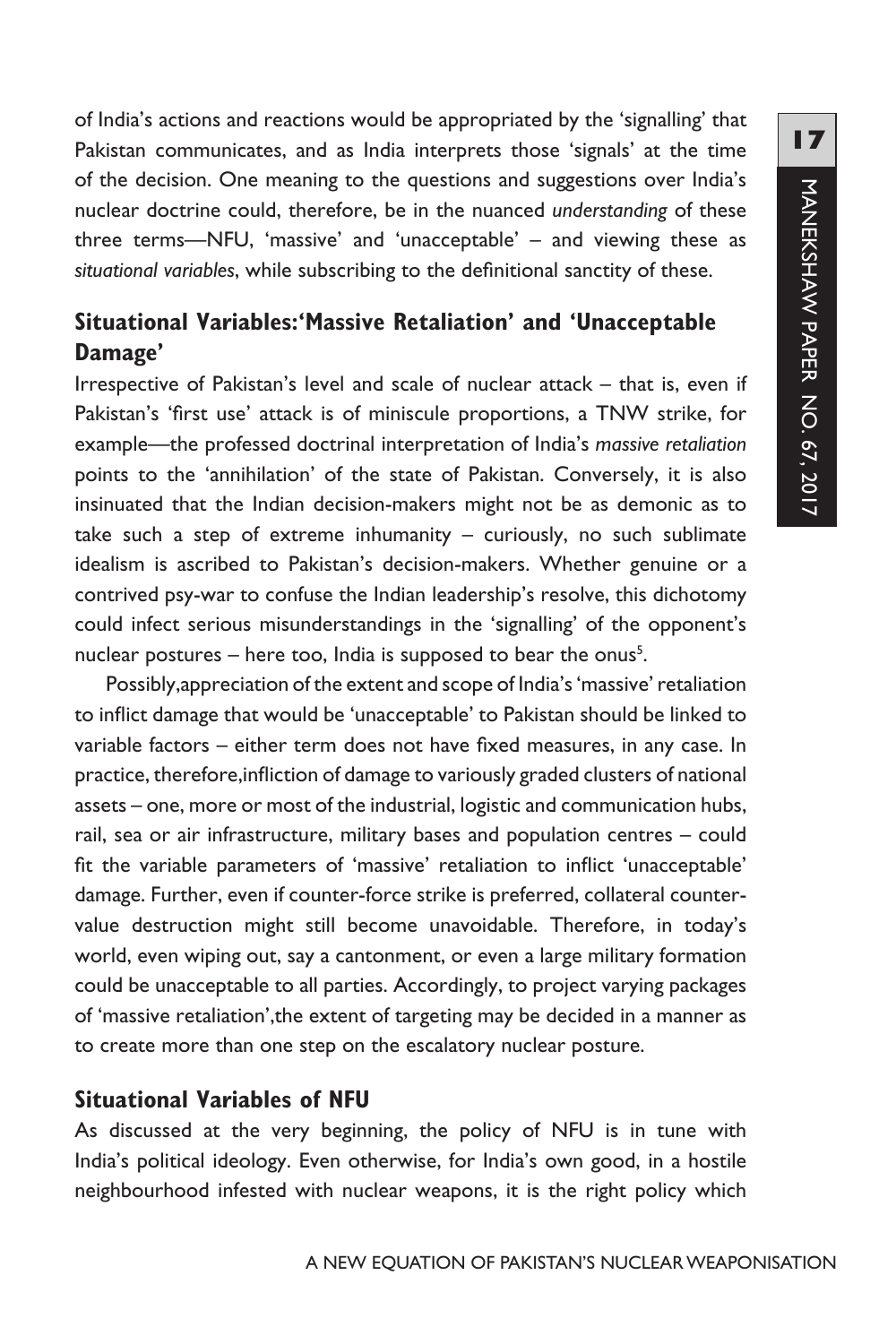of India's actions and reactions would be appropriated by the 'signalling' that Pakistan communicates, and as India interprets those 'signals' at the time of the decision. One meaning to the questions and suggestions over India's nuclear doctrine could, therefore, be in the nuanced *understanding* of these three terms—NFU, 'massive' and 'unacceptable' – and viewing these as *situational variables*, while subscribing to the definitional sanctity of these.

## Situational Variables:'Massive Retaliation' and 'Unacceptable Damage'

Irrespective of Pakistan's level and scale of nuclear attack – that is, even if Pakistan's 'first use' attack is of miniscule proportions, a TNW strike, for example—the professed doctrinal interpretation of India's *massive retaliation* points to the 'annihilation' of the state of Pakistan. Conversely, it is also insinuated that the Indian decision-makers might not be as demonic as to take such a step of extreme inhumanity – curiously, no such sublimate idealism is ascribed to Pakistan's decision-makers. Whether genuine or a contrived psy-war to confuse the Indian leadership's resolve, this dichotomy could infect serious misunderstandings in the 'signalling' of the opponent's nuclear postures – here too, India is supposed to bear the onus[5].

Possibly,appreciation of the extent and scope of India's 'massive' retaliation to inflict damage that would be 'unacceptable' to Pakistan should be linked to variable factors – either term does not have fixed measures, in any case. In practice, therefore,infliction of damage to variously graded clusters of national assets – one, more or most of the industrial, logistic and communication hubs, rail, sea or air infrastructure, military bases and population centres – could fit the variable parameters of 'massive' retaliation to inflict 'unacceptable' damage. Further, even if counter-force strike is preferred, collateral counter-value destruction might still become unavoidable. Therefore, in today's world, even wiping out, say a cantonment, or even a large military formation could be unacceptable to all parties. Accordingly, to project varying packages of 'massive retaliation',the extent of targeting may be decided in a manner as to create more than one step on the escalatory nuclear posture.

## Situational Variables of NFU

As discussed at the very beginning, the policy of NFU is in tune with India's political ideology. Even otherwise, for India's own good, in a hostile neighbourhood infested with nuclear weapons, it is the right policy which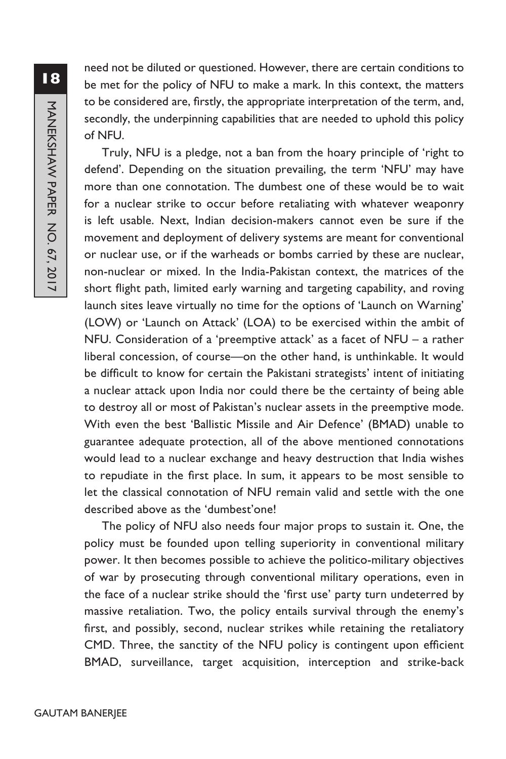need not be diluted or questioned. However, there are certain conditions to be met for the policy of NFU to make a mark. In this context, the matters to be considered are, firstly, the appropriate interpretation of the term, and, secondly, the underpinning capabilities that are needed to uphold this policy of NFU.

Truly, NFU is a pledge, not a ban from the hoary principle of 'right to defend'. Depending on the situation prevailing, the term 'NFU' may have more than one connotation. The dumbest one of these would be to wait for a nuclear strike to occur before retaliating with whatever weaponry is left usable. Next, Indian decision-makers cannot even be sure if the movement and deployment of delivery systems are meant for conventional or nuclear use, or if the warheads or bombs carried by these are nuclear, non-nuclear or mixed. In the India-Pakistan context, the matrices of the short flight path, limited early warning and targeting capability, and roving launch sites leave virtually no time for the options of 'Launch on Warning' (LOW) or 'Launch on Attack' (LOA) to be exercised within the ambit of NFU. Consideration of a 'preemptive attack' as a facet of NFU – a rather liberal concession, of course—on the other hand, is unthinkable. It would be difficult to know for certain the Pakistani strategists' intent of initiating a nuclear attack upon India nor could there be the certainty of being able to destroy all or most of Pakistan's nuclear assets in the preemptive mode. With even the best 'Ballistic Missile and Air Defence' (BMAD) unable to guarantee adequate protection, all of the above mentioned connotations would lead to a nuclear exchange and heavy destruction that India wishes to repudiate in the first place. In sum, it appears to be most sensible to let the classical connotation of NFU remain valid and settle with the one described above as the 'dumbest'one!

The policy of NFU also needs four major props to sustain it. One, the policy must be founded upon telling superiority in conventional military power. It then becomes possible to achieve the politico-military objectives of war by prosecuting through conventional military operations, even in the face of a nuclear strike should the 'first use' party turn undeterred by massive retaliation. Two, the policy entails survival through the enemy's first, and possibly, second, nuclear strikes while retaining the retaliatory CMD. Three, the sanctity of the NFU policy is contingent upon efficient BMAD, surveillance, target acquisition, interception and strike-back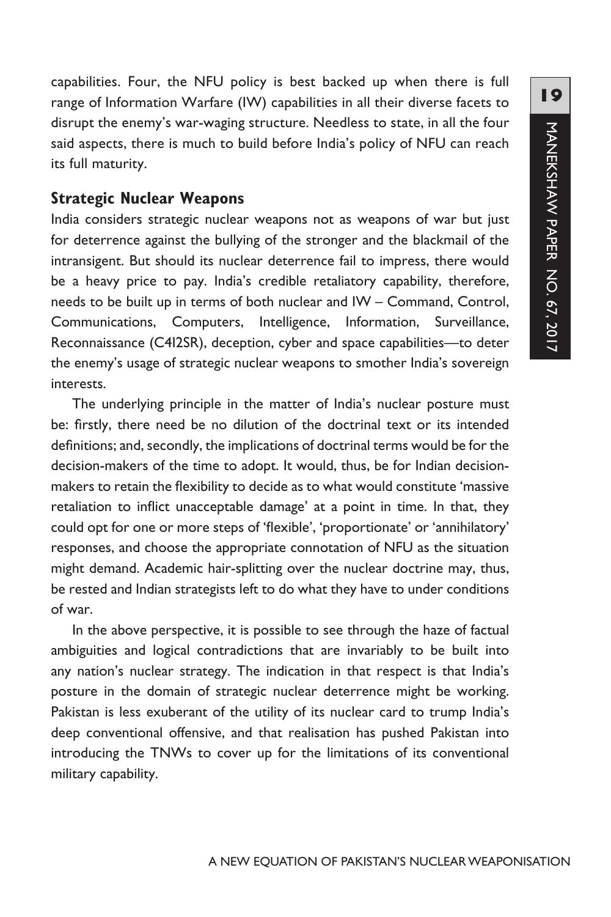capabilities. Four, the NFU policy is best backed up when there is full range of Information Warfare (IW) capabilities in all their diverse facets to disrupt the enemy's war-waging structure. Needless to state, in all the four said aspects, there is much to build before India's policy of NFU can reach its full maturity.

## Strategic Nuclear Weapons

India considers strategic nuclear weapons not as weapons of war but just for deterrence against the bullying of the stronger and the blackmail of the intransigent. But should its nuclear deterrence fail to impress, there would be a heavy price to pay. India's credible retaliatory capability, therefore, needs to be built up in terms of both nuclear and IW – Command, Control, Communications, Computers, Intelligence, Information, Surveillance, Reconnaissance (C4I2SR), deception, cyber and space capabilities—to deter the enemy's usage of strategic nuclear weapons to smother India's sovereign interests.

The underlying principle in the matter of India's nuclear posture must be: firstly, there need be no dilution of the doctrinal text or its intended definitions; and, secondly, the implications of doctrinal terms would be for the decision-makers of the time to adopt. It would, thus, be for Indian decision-makers to retain the flexibility to decide as to what would constitute 'massive retaliation to inflict unacceptable damage' at a point in time. In that, they could opt for one or more steps of 'flexible', 'proportionate' or 'annihilatory' responses, and choose the appropriate connotation of NFU as the situation might demand. Academic hair-splitting over the nuclear doctrine may, thus, be rested and Indian strategists left to do what they have to under conditions of war.

In the above perspective, it is possible to see through the haze of factual ambiguities and logical contradictions that are invariably to be built into any nation's nuclear strategy. The indication in that respect is that India's posture in the domain of strategic nuclear deterrence might be working. Pakistan is less exuberant of the utility of its nuclear card to trump India's deep conventional offensive, and that realisation has pushed Pakistan into introducing the TNWs to cover up for the limitations of its conventional military capability.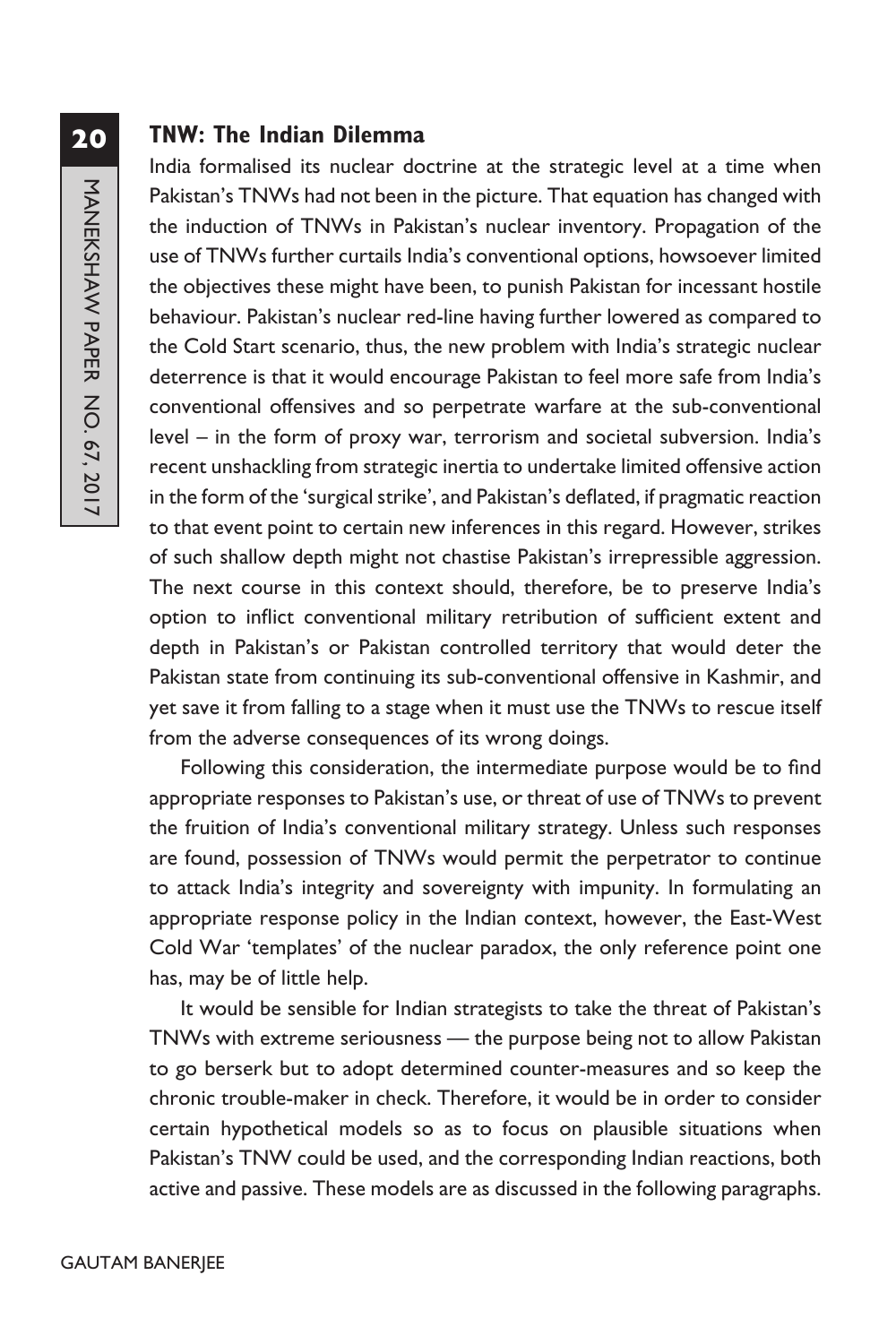### TNW: The Indian Dilemma

India formalised its nuclear doctrine at the strategic level at a time when Pakistan's TNWs had not been in the picture. That equation has changed with the induction of TNWs in Pakistan's nuclear inventory. Propagation of the use of TNWs further curtails India's conventional options, howsoever limited the objectives these might have been, to punish Pakistan for incessant hostile behaviour. Pakistan's nuclear red-line having further lowered as compared to the Cold Start scenario, thus, the new problem with India's strategic nuclear deterrence is that it would encourage Pakistan to feel more safe from India's conventional offensives and so perpetrate warfare at the sub-conventional level – in the form of proxy war, terrorism and societal subversion. India's recent unshackling from strategic inertia to undertake limited offensive action in the form of the 'surgical strike', and Pakistan's deflated, if pragmatic reaction to that event point to certain new inferences in this regard. However, strikes of such shallow depth might not chastise Pakistan's irrepressible aggression. The next course in this context should, therefore, be to preserve India's option to inflict conventional military retribution of sufficient extent and depth in Pakistan's or Pakistan controlled territory that would deter the Pakistan state from continuing its sub-conventional offensive in Kashmir, and yet save it from falling to a stage when it must use the TNWs to rescue itself from the adverse consequences of its wrong doings.

Following this consideration, the intermediate purpose would be to find appropriate responses to Pakistan's use, or threat of use of TNWs to prevent the fruition of India's conventional military strategy. Unless such responses are found, possession of TNWs would permit the perpetrator to continue to attack India's integrity and sovereignty with impunity. In formulating an appropriate response policy in the Indian context, however, the East-West Cold War 'templates' of the nuclear paradox, the only reference point one has, may be of little help.

It would be sensible for Indian strategists to take the threat of Pakistan's TNWs with extreme seriousness — the purpose being not to allow Pakistan to go berserk but to adopt determined counter-measures and so keep the chronic trouble-maker in check. Therefore, it would be in order to consider certain hypothetical models so as to focus on plausible situations when Pakistan's TNW could be used, and the corresponding Indian reactions, both active and passive. These models are as discussed in the following paragraphs.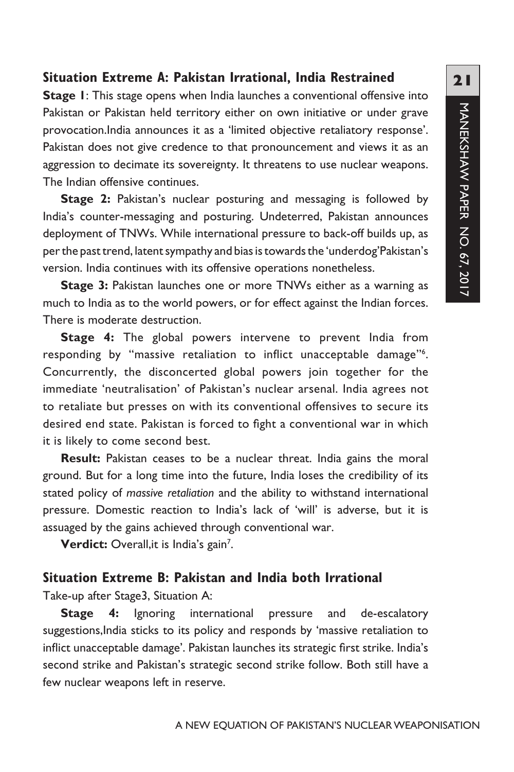### Situation Extreme A: Pakistan Irrational, India Restrained

**Stage 1**: This stage opens when India launches a conventional offensive into Pakistan or Pakistan held territory either on own initiative or under grave provocation.India announces it as a 'limited objective retaliatory response'. Pakistan does not give credence to that pronouncement and views it as an aggression to decimate its sovereignty. It threatens to use nuclear weapons. The Indian offensive continues.

**Stage 2:** Pakistan's nuclear posturing and messaging is followed by India's counter-messaging and posturing. Undeterred, Pakistan announces deployment of TNWs. While international pressure to back-off builds up, as per the past trend, latent sympathy and bias is towards the 'underdog'Pakistan's version. India continues with its offensive operations nonetheless.

**Stage 3:** Pakistan launches one or more TNWs either as a warning as much to India as to the world powers, or for effect against the Indian forces. There is moderate destruction.

**Stage 4:** The global powers intervene to prevent India from responding by "massive retaliation to inflict unacceptable damage"[6]. Concurrently, the disconcerted global powers join together for the immediate 'neutralisation' of Pakistan's nuclear arsenal. India agrees not to retaliate but presses on with its conventional offensives to secure its desired end state. Pakistan is forced to fight a conventional war in which it is likely to come second best.

**Result:** Pakistan ceases to be a nuclear threat. India gains the moral ground. But for a long time into the future, India loses the credibility of its stated policy of *massive retaliation* and the ability to withstand international pressure. Domestic reaction to India's lack of 'will' is adverse, but it is assuaged by the gains achieved through conventional war.

**Verdict:** Overall,it is India's gain[7].

### Situation Extreme B: Pakistan and India both Irrational

Take-up after Stage3, Situation A:

**Stage 4:** Ignoring international pressure and de-escalatory suggestions,India sticks to its policy and responds by 'massive retaliation to inflict unacceptable damage'. Pakistan launches its strategic first strike. India's second strike and Pakistan's strategic second strike follow. Both still have a few nuclear weapons left in reserve.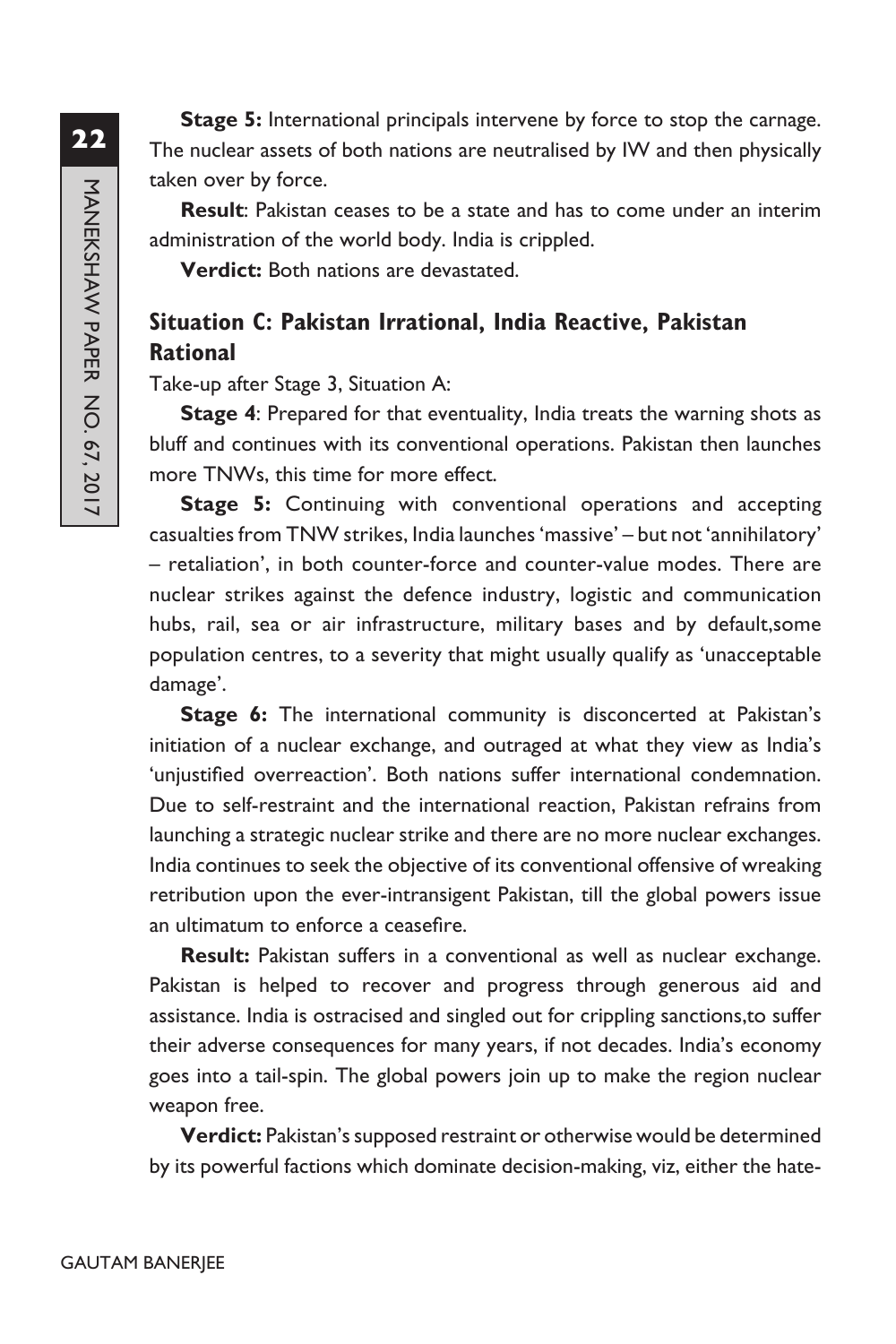**Stage 5:** International principals intervene by force to stop the carnage. The nuclear assets of both nations are neutralised by IW and then physically taken over by force.

**Result**: Pakistan ceases to be a state and has to come under an interim administration of the world body. India is crippled.

**Verdict:** Both nations are devastated.

## Situation C: Pakistan Irrational, India Reactive, Pakistan Rational

Take-up after Stage 3, Situation A:

**Stage 4**: Prepared for that eventuality, India treats the warning shots as bluff and continues with its conventional operations. Pakistan then launches more TNWs, this time for more effect.

**Stage 5:** Continuing with conventional operations and accepting casualties from TNW strikes, India launches 'massive' – but not 'annihilatory' – retaliation', in both counter-force and counter-value modes. There are nuclear strikes against the defence industry, logistic and communication hubs, rail, sea or air infrastructure, military bases and by default,some population centres, to a severity that might usually qualify as 'unacceptable damage'.

**Stage 6:** The international community is disconcerted at Pakistan's initiation of a nuclear exchange, and outraged at what they view as India's 'unjustified overreaction'. Both nations suffer international condemnation. Due to self-restraint and the international reaction, Pakistan refrains from launching a strategic nuclear strike and there are no more nuclear exchanges. India continues to seek the objective of its conventional offensive of wreaking retribution upon the ever-intransigent Pakistan, till the global powers issue an ultimatum to enforce a ceasefire.

**Result:** Pakistan suffers in a conventional as well as nuclear exchange. Pakistan is helped to recover and progress through generous aid and assistance. India is ostracised and singled out for crippling sanctions,to suffer their adverse consequences for many years, if not decades. India's economy goes into a tail-spin. The global powers join up to make the region nuclear weapon free.

**Verdict:** Pakistan's supposed restraint or otherwise would be determined by its powerful factions which dominate decision-making, viz, either the hate-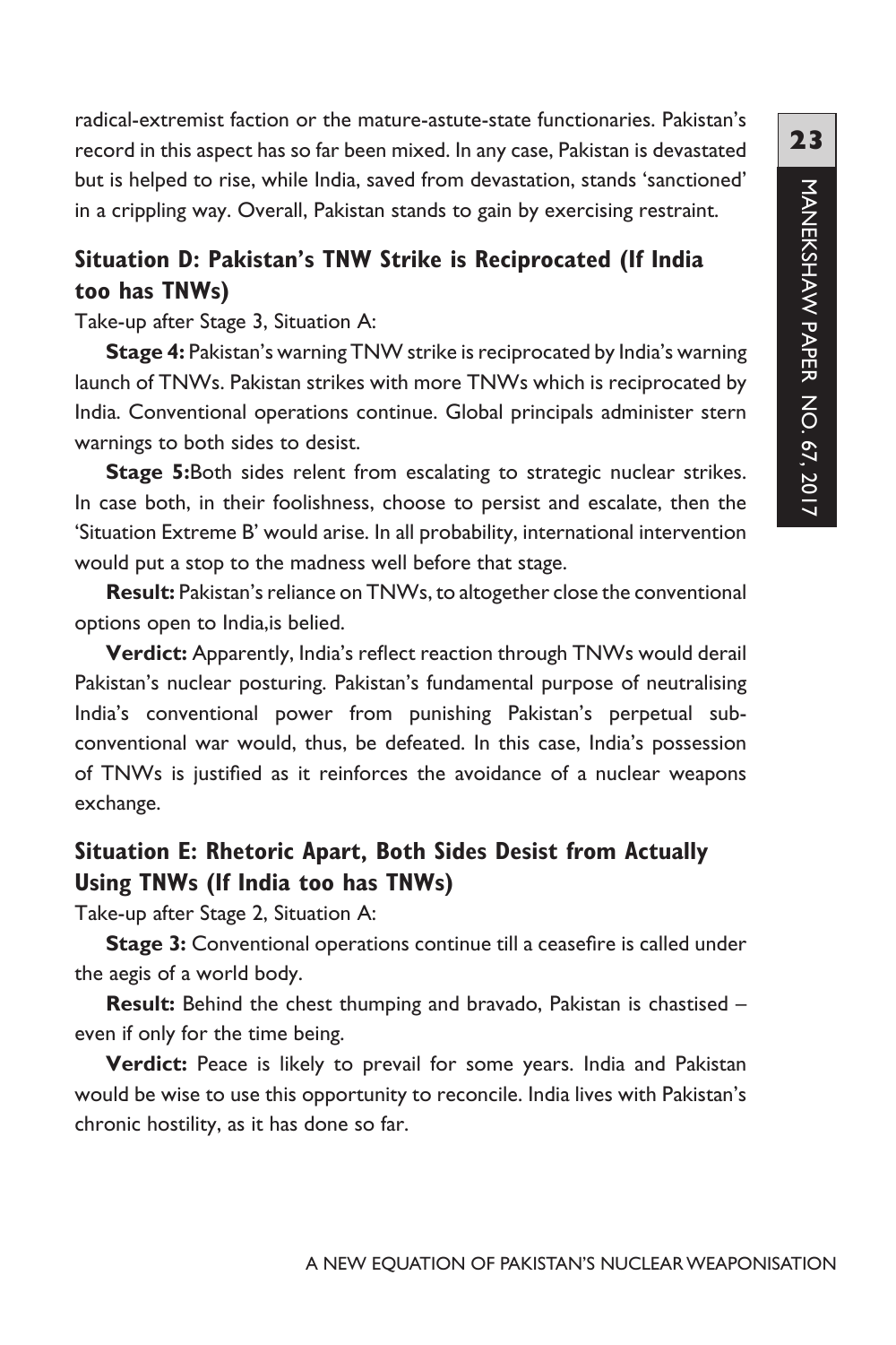radical-extremist faction or the mature-astute-state functionaries. Pakistan's record in this aspect has so far been mixed. In any case, Pakistan is devastated but is helped to rise, while India, saved from devastation, stands 'sanctioned' in a crippling way. Overall, Pakistan stands to gain by exercising restraint.

### Situation D: Pakistan's TNW Strike is Reciprocated (If India too has TNWs)

Take-up after Stage 3, Situation A:

**Stage 4:** Pakistan's warning TNW strike is reciprocated by India's warning launch of TNWs. Pakistan strikes with more TNWs which is reciprocated by India. Conventional operations continue. Global principals administer stern warnings to both sides to desist.

**Stage 5:**Both sides relent from escalating to strategic nuclear strikes. In case both, in their foolishness, choose to persist and escalate, then the 'Situation Extreme B' would arise. In all probability, international intervention would put a stop to the madness well before that stage.

**Result:** Pakistan's reliance on TNWs, to altogether close the conventional options open to India,is belied.

**Verdict:** Apparently, India's reflect reaction through TNWs would derail Pakistan's nuclear posturing. Pakistan's fundamental purpose of neutralising India's conventional power from punishing Pakistan's perpetual sub-conventional war would, thus, be defeated. In this case, India's possession of TNWs is justified as it reinforces the avoidance of a nuclear weapons exchange.

### Situation E: Rhetoric Apart, Both Sides Desist from Actually Using TNWs (If India too has TNWs)

Take-up after Stage 2, Situation A:

**Stage 3:** Conventional operations continue till a ceasefire is called under the aegis of a world body.

**Result:** Behind the chest thumping and bravado, Pakistan is chastised – even if only for the time being.

**Verdict:** Peace is likely to prevail for some years. India and Pakistan would be wise to use this opportunity to reconcile. India lives with Pakistan's chronic hostility, as it has done so far.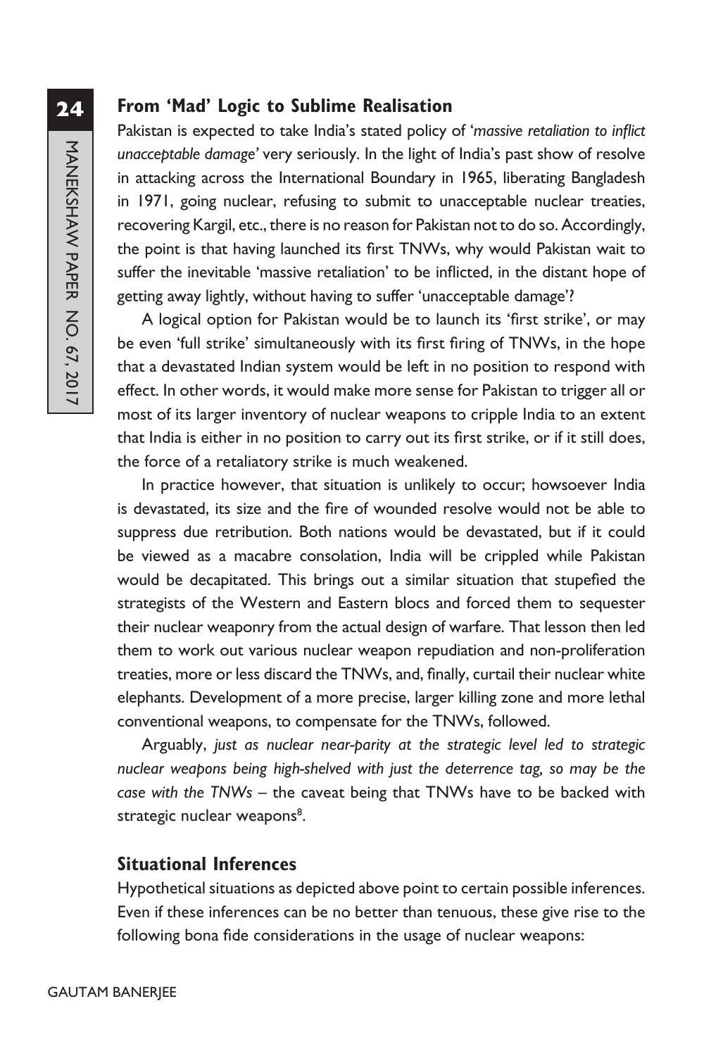### From 'Mad' Logic to Sublime Realisation

Pakistan is expected to take India's stated policy of '*massive retaliation to inflict unacceptable damage*' very seriously. In the light of India's past show of resolve in attacking across the International Boundary in 1965, liberating Bangladesh in 1971, going nuclear, refusing to submit to unacceptable nuclear treaties, recovering Kargil, etc., there is no reason for Pakistan not to do so. Accordingly, the point is that having launched its first TNWs, why would Pakistan wait to suffer the inevitable 'massive retaliation' to be inflicted, in the distant hope of getting away lightly, without having to suffer 'unacceptable damage'?

A logical option for Pakistan would be to launch its 'first strike', or may be even 'full strike' simultaneously with its first firing of TNWs, in the hope that a devastated Indian system would be left in no position to respond with effect. In other words, it would make more sense for Pakistan to trigger all or most of its larger inventory of nuclear weapons to cripple India to an extent that India is either in no position to carry out its first strike, or if it still does, the force of a retaliatory strike is much weakened.

In practice however, that situation is unlikely to occur; howsoever India is devastated, its size and the fire of wounded resolve would not be able to suppress due retribution. Both nations would be devastated, but if it could be viewed as a macabre consolation, India will be crippled while Pakistan would be decapitated. This brings out a similar situation that stupefied the strategists of the Western and Eastern blocs and forced them to sequester their nuclear weaponry from the actual design of warfare. That lesson then led them to work out various nuclear weapon repudiation and non-proliferation treaties, more or less discard the TNWs, and, finally, curtail their nuclear white elephants. Development of a more precise, larger killing zone and more lethal conventional weapons, to compensate for the TNWs, followed.

Arguably, *just as nuclear near-parity at the strategic level led to strategic nuclear weapons being high-shelved with just the deterrence tag, so may be the case with the TNWs* – the caveat being that TNWs have to be backed with strategic nuclear weapons[8].

### Situational Inferences

Hypothetical situations as depicted above point to certain possible inferences. Even if these inferences can be no better than tenuous, these give rise to the following bona fide considerations in the usage of nuclear weapons: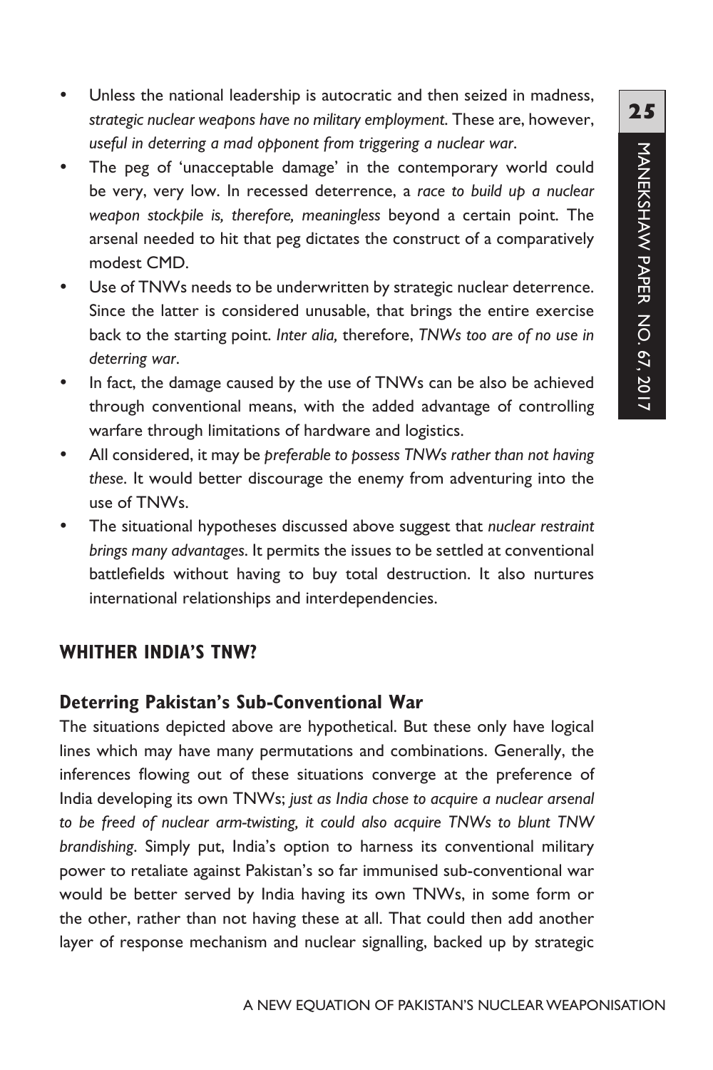- Unless the national leadership is autocratic and then seized in madness, *strategic nuclear weapons have no military employment*. These are, however, *useful in deterring a mad opponent from triggering a nuclear war*.
- The peg of 'unacceptable damage' in the contemporary world could be very, very low. In recessed deterrence, a *race to build up a nuclear weapon stockpile is, therefore, meaningless* beyond a certain point. The arsenal needed to hit that peg dictates the construct of a comparatively modest CMD.
- Use of TNWs needs to be underwritten by strategic nuclear deterrence. Since the latter is considered unusable, that brings the entire exercise back to the starting point. *Inter alia,* therefore, *TNWs too are of no use in deterring war*.
- In fact, the damage caused by the use of TNWs can be also be achieved through conventional means, with the added advantage of controlling warfare through limitations of hardware and logistics.
- All considered, it may be *preferable to possess TNWs rather than not having these*. It would better discourage the enemy from adventuring into the use of TNWs.
- The situational hypotheses discussed above suggest that *nuclear restraint brings many advantages*. It permits the issues to be settled at conventional battlefields without having to buy total destruction. It also nurtures international relationships and interdependencies.

## WHITHER INDIA'S TNW?

### Deterring Pakistan's Sub-Conventional War

The situations depicted above are hypothetical. But these only have logical lines which may have many permutations and combinations. Generally, the inferences flowing out of these situations converge at the preference of India developing its own TNWs; *just as India chose to acquire a nuclear arsenal to be freed of nuclear arm-twisting, it could also acquire TNWs to blunt TNW brandishing*. Simply put, India's option to harness its conventional military power to retaliate against Pakistan's so far immunised sub-conventional war would be better served by India having its own TNWs, in some form or the other, rather than not having these at all. That could then add another layer of response mechanism and nuclear signalling, backed up by strategic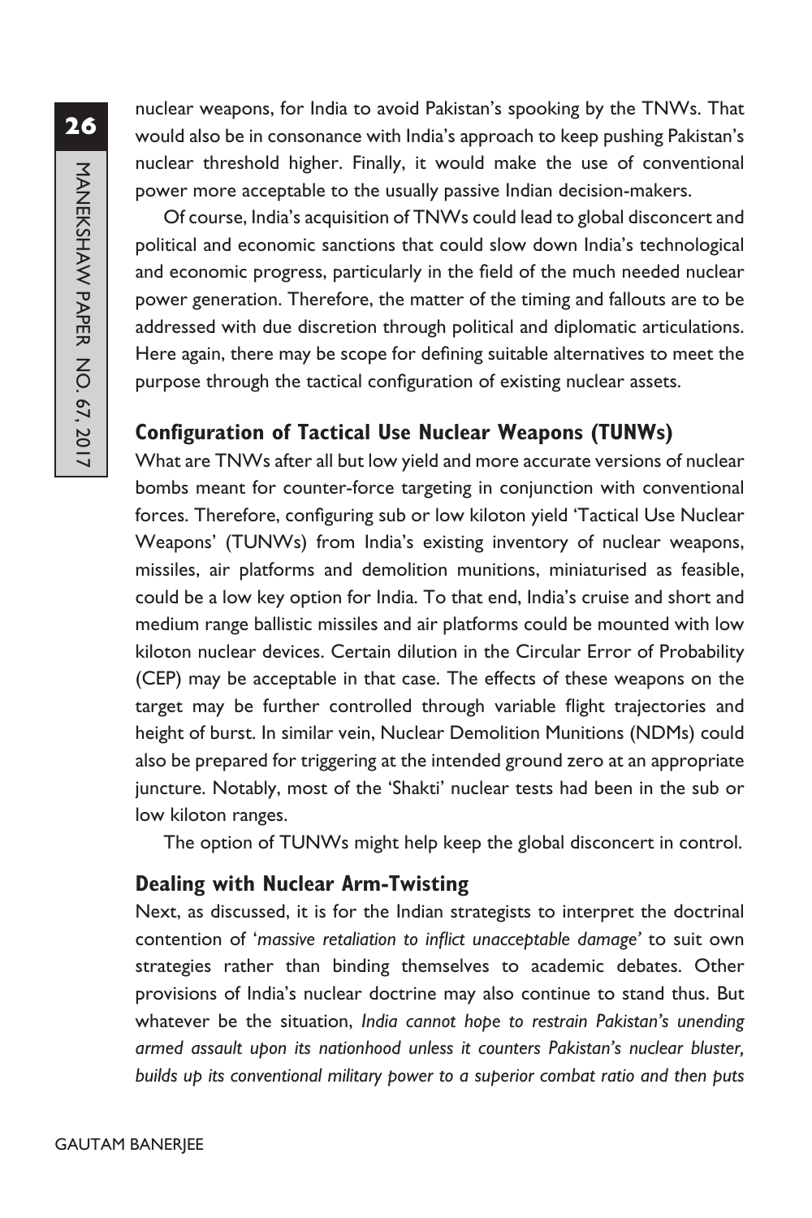nuclear weapons, for India to avoid Pakistan's spooking by the TNWs. That would also be in consonance with India's approach to keep pushing Pakistan's nuclear threshold higher. Finally, it would make the use of conventional power more acceptable to the usually passive Indian decision-makers.

Of course, India's acquisition of TNWs could lead to global disconcert and political and economic sanctions that could slow down India's technological and economic progress, particularly in the field of the much needed nuclear power generation. Therefore, the matter of the timing and fallouts are to be addressed with due discretion through political and diplomatic articulations. Here again, there may be scope for defining suitable alternatives to meet the purpose through the tactical configuration of existing nuclear assets.

### Configuration of Tactical Use Nuclear Weapons (TUNWs)

What are TNWs after all but low yield and more accurate versions of nuclear bombs meant for counter-force targeting in conjunction with conventional forces. Therefore, configuring sub or low kiloton yield 'Tactical Use Nuclear Weapons' (TUNWs) from India's existing inventory of nuclear weapons, missiles, air platforms and demolition munitions, miniaturised as feasible, could be a low key option for India. To that end, India's cruise and short and medium range ballistic missiles and air platforms could be mounted with low kiloton nuclear devices. Certain dilution in the Circular Error of Probability (CEP) may be acceptable in that case. The effects of these weapons on the target may be further controlled through variable flight trajectories and height of burst. In similar vein, Nuclear Demolition Munitions (NDMs) could also be prepared for triggering at the intended ground zero at an appropriate juncture. Notably, most of the 'Shakti' nuclear tests had been in the sub or low kiloton ranges.

The option of TUNWs might help keep the global disconcert in control.

### Dealing with Nuclear Arm-Twisting

Next, as discussed, it is for the Indian strategists to interpret the doctrinal contention of '*massive retaliation to inflict unacceptable damage*' to suit own strategies rather than binding themselves to academic debates. Other provisions of India's nuclear doctrine may also continue to stand thus. But whatever be the situation, *India cannot hope to restrain Pakistan's unending armed assault upon its nationhood unless it counters Pakistan's nuclear bluster, builds up its conventional military power to a superior combat ratio and then puts*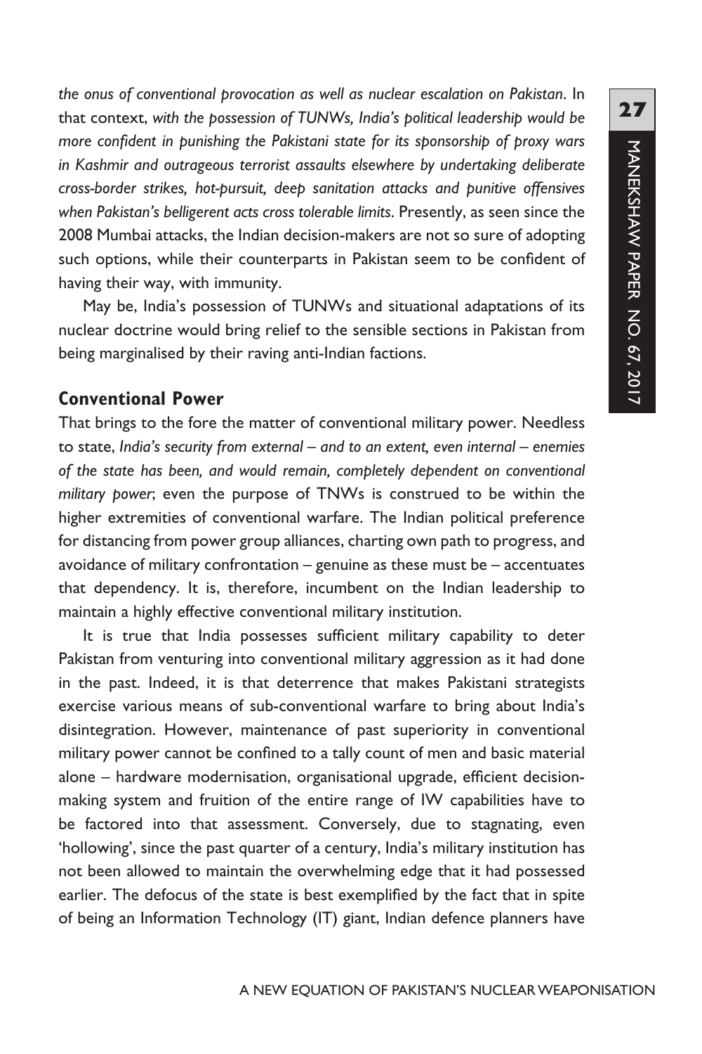*the onus of conventional provocation as well as nuclear escalation on Pakistan*. In that context, *with the possession of TUNWs, India's political leadership would be more confident in punishing the Pakistani state for its sponsorship of proxy wars in Kashmir and outrageous terrorist assaults elsewhere by undertaking deliberate cross-border strikes, hot-pursuit, deep sanitation attacks and punitive offensives when Pakistan's belligerent acts cross tolerable limits*. Presently, as seen since the 2008 Mumbai attacks, the Indian decision-makers are not so sure of adopting such options, while their counterparts in Pakistan seem to be confident of having their way, with immunity.

May be, India's possession of TUNWs and situational adaptations of its nuclear doctrine would bring relief to the sensible sections in Pakistan from being marginalised by their raving anti-Indian factions.

## Conventional Power

That brings to the fore the matter of conventional military power. Needless to state, *India's security from external – and to an extent, even internal – enemies of the state has been, and would remain, completely dependent on conventional military power*; even the purpose of TNWs is construed to be within the higher extremities of conventional warfare. The Indian political preference for distancing from power group alliances, charting own path to progress, and avoidance of military confrontation – genuine as these must be – accentuates that dependency. It is, therefore, incumbent on the Indian leadership to maintain a highly effective conventional military institution.

It is true that India possesses sufficient military capability to deter Pakistan from venturing into conventional military aggression as it had done in the past. Indeed, it is that deterrence that makes Pakistani strategists exercise various means of sub-conventional warfare to bring about India's disintegration. However, maintenance of past superiority in conventional military power cannot be confined to a tally count of men and basic material alone – hardware modernisation, organisational upgrade, efficient decision-making system and fruition of the entire range of IW capabilities have to be factored into that assessment. Conversely, due to stagnating, even 'hollowing', since the past quarter of a century, India's military institution has not been allowed to maintain the overwhelming edge that it had possessed earlier. The defocus of the state is best exemplified by the fact that in spite of being an Information Technology (IT) giant, Indian defence planners have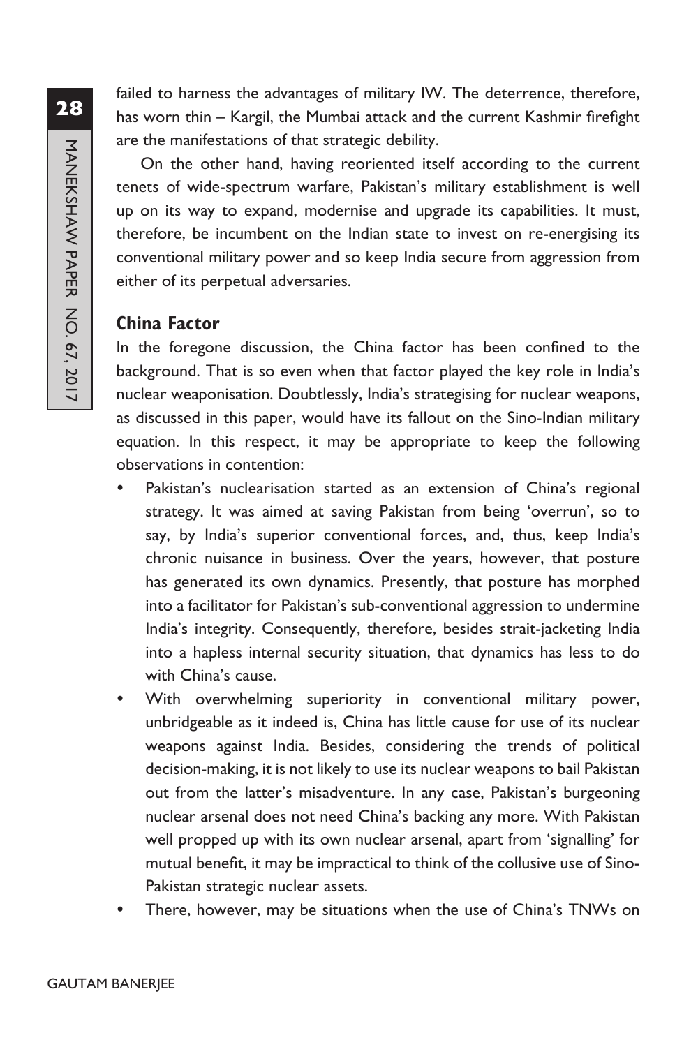failed to harness the advantages of military IW. The deterrence, therefore, has worn thin – Kargil, the Mumbai attack and the current Kashmir firefight are the manifestations of that strategic debility.

On the other hand, having reoriented itself according to the current tenets of wide-spectrum warfare, Pakistan's military establishment is well up on its way to expand, modernise and upgrade its capabilities. It must, therefore, be incumbent on the Indian state to invest on re-energising its conventional military power and so keep India secure from aggression from either of its perpetual adversaries.

## China Factor

In the foregone discussion, the China factor has been confined to the background. That is so even when that factor played the key role in India's nuclear weaponisation. Doubtlessly, India's strategising for nuclear weapons, as discussed in this paper, would have its fallout on the Sino-Indian military equation. In this respect, it may be appropriate to keep the following observations in contention:

- Pakistan's nuclearisation started as an extension of China's regional strategy. It was aimed at saving Pakistan from being 'overrun', so to say, by India's superior conventional forces, and, thus, keep India's chronic nuisance in business. Over the years, however, that posture has generated its own dynamics. Presently, that posture has morphed into a facilitator for Pakistan's sub-conventional aggression to undermine India's integrity. Consequently, therefore, besides strait-jacketing India into a hapless internal security situation, that dynamics has less to do with China's cause.
- With overwhelming superiority in conventional military power, unbridgeable as it indeed is, China has little cause for use of its nuclear weapons against India. Besides, considering the trends of political decision-making, it is not likely to use its nuclear weapons to bail Pakistan out from the latter's misadventure. In any case, Pakistan's burgeoning nuclear arsenal does not need China's backing any more. With Pakistan well propped up with its own nuclear arsenal, apart from 'signalling' for mutual benefit, it may be impractical to think of the collusive use of Sino-Pakistan strategic nuclear assets.
- There, however, may be situations when the use of China's TNWs on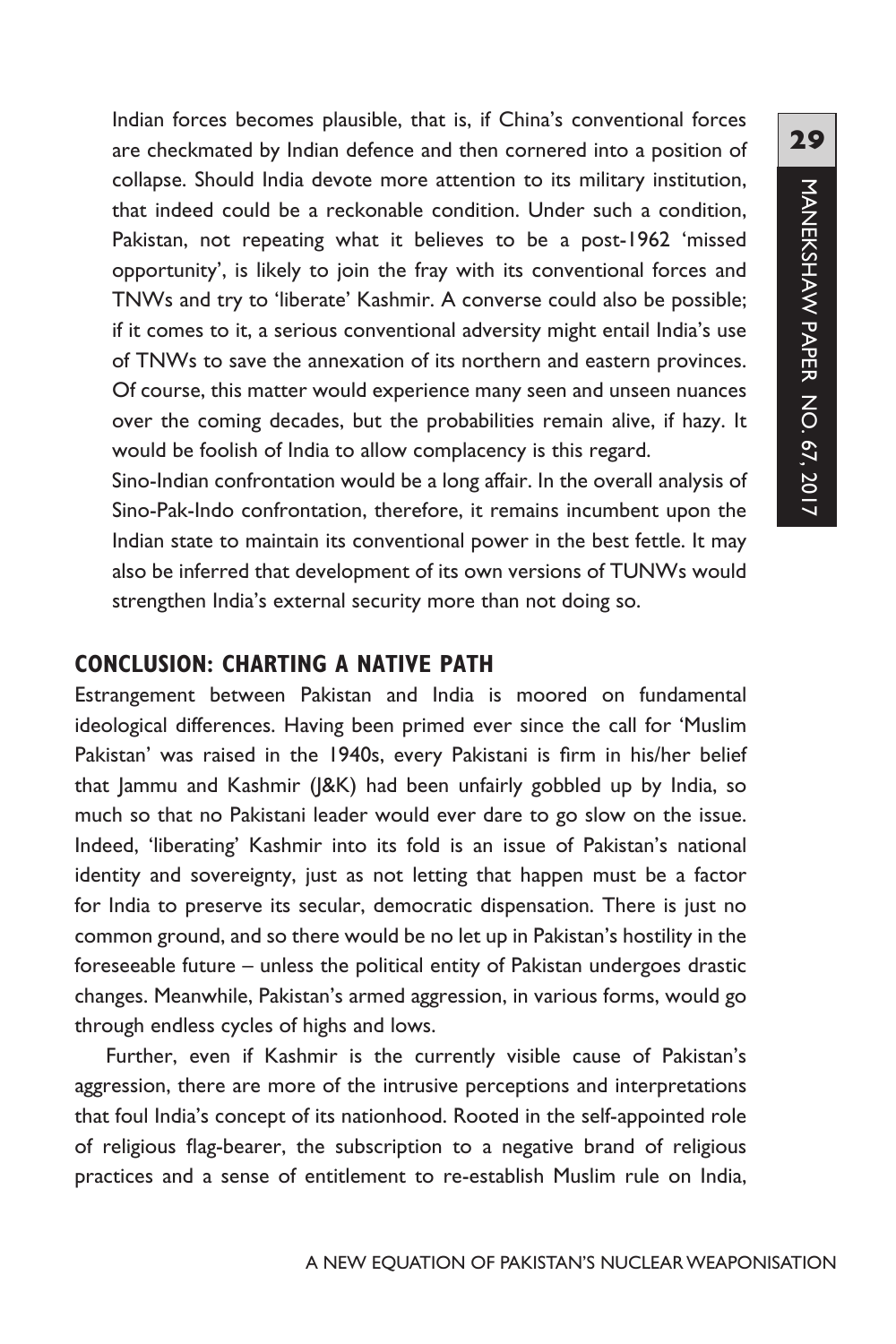Indian forces becomes plausible, that is, if China's conventional forces are checkmated by Indian defence and then cornered into a position of collapse. Should India devote more attention to its military institution, that indeed could be a reckonable condition. Under such a condition, Pakistan, not repeating what it believes to be a post-1962 'missed opportunity', is likely to join the fray with its conventional forces and TNWs and try to 'liberate' Kashmir. A converse could also be possible; if it comes to it, a serious conventional adversity might entail India's use of TNWs to save the annexation of its northern and eastern provinces. Of course, this matter would experience many seen and unseen nuances over the coming decades, but the probabilities remain alive, if hazy. It would be foolish of India to allow complacency is this regard.

Sino-Indian confrontation would be a long affair. In the overall analysis of Sino-Pak-Indo confrontation, therefore, it remains incumbent upon the Indian state to maintain its conventional power in the best fettle. It may also be inferred that development of its own versions of TUNWs would strengthen India's external security more than not doing so.

## CONCLUSION: CHARTING A NATIVE PATH

Estrangement between Pakistan and India is moored on fundamental ideological differences. Having been primed ever since the call for 'Muslim Pakistan' was raised in the 1940s, every Pakistani is firm in his/her belief that Jammu and Kashmir (J&K) had been unfairly gobbled up by India, so much so that no Pakistani leader would ever dare to go slow on the issue. Indeed, 'liberating' Kashmir into its fold is an issue of Pakistan's national identity and sovereignty, just as not letting that happen must be a factor for India to preserve its secular, democratic dispensation. There is just no common ground, and so there would be no let up in Pakistan's hostility in the foreseeable future – unless the political entity of Pakistan undergoes drastic changes. Meanwhile, Pakistan's armed aggression, in various forms, would go through endless cycles of highs and lows.

Further, even if Kashmir is the currently visible cause of Pakistan's aggression, there are more of the intrusive perceptions and interpretations that foul India's concept of its nationhood. Rooted in the self-appointed role of religious flag-bearer, the subscription to a negative brand of religious practices and a sense of entitlement to re-establish Muslim rule on India,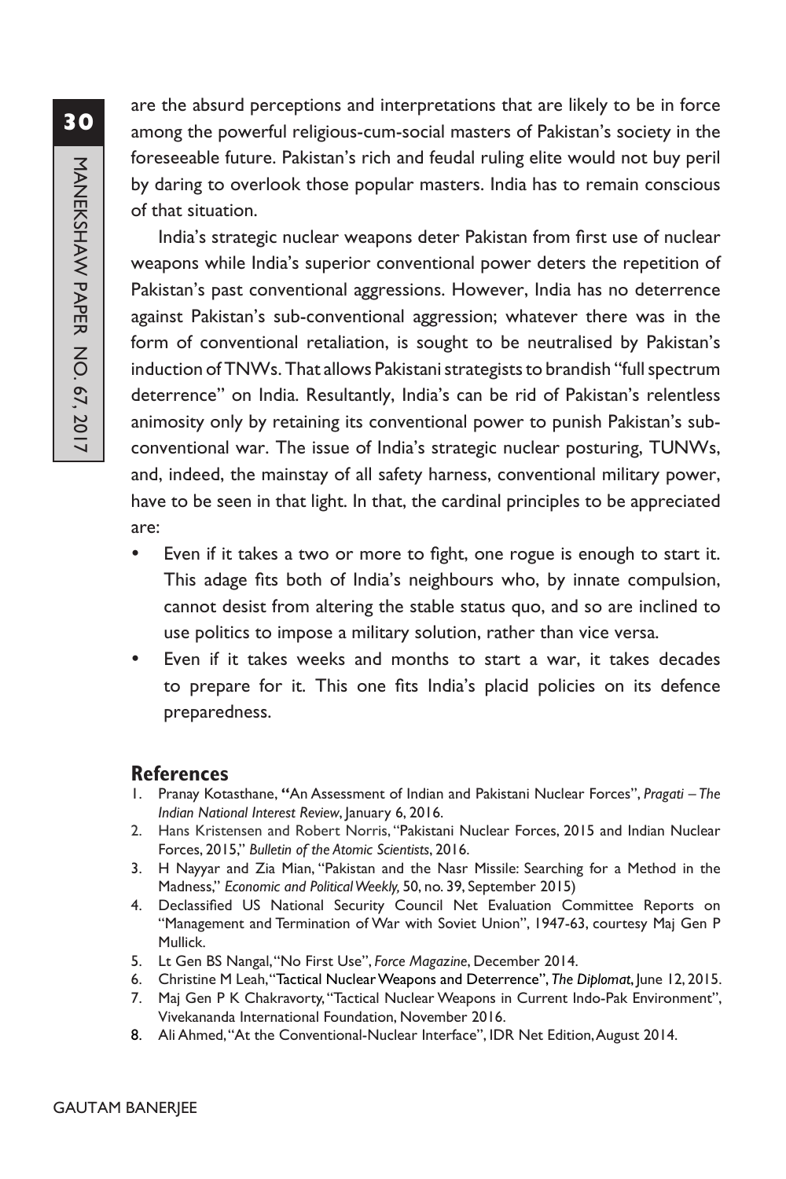are the absurd perceptions and interpretations that are likely to be in force among the powerful religious-cum-social masters of Pakistan's society in the foreseeable future. Pakistan's rich and feudal ruling elite would not buy peril by daring to overlook those popular masters. India has to remain conscious of that situation.

India's strategic nuclear weapons deter Pakistan from first use of nuclear weapons while India's superior conventional power deters the repetition of Pakistan's past conventional aggressions. However, India has no deterrence against Pakistan's sub-conventional aggression; whatever there was in the form of conventional retaliation, is sought to be neutralised by Pakistan's induction of TNWs. That allows Pakistani strategists to brandish "full spectrum deterrence" on India. Resultantly, India's can be rid of Pakistan's relentless animosity only by retaining its conventional power to punish Pakistan's sub-conventional war. The issue of India's strategic nuclear posturing, TUNWs, and, indeed, the mainstay of all safety harness, conventional military power, have to be seen in that light. In that, the cardinal principles to be appreciated are:

- Even if it takes a two or more to fight, one rogue is enough to start it. This adage fits both of India's neighbours who, by innate compulsion, cannot desist from altering the stable status quo, and so are inclined to use politics to impose a military solution, rather than vice versa.
- Even if it takes weeks and months to start a war, it takes decades to prepare for it. This one fits India's placid policies on its defence preparedness.

## References

1. Pranay Kotasthane, "An Assessment of Indian and Pakistani Nuclear Forces", *Pragati – The Indian National Interest Review*, January 6, 2016.
2. Hans Kristensen and Robert Norris, "Pakistani Nuclear Forces, 2015 and Indian Nuclear Forces, 2015," *Bulletin of the Atomic Scientists*, 2016.
3. H Nayyar and Zia Mian, "Pakistan and the Nasr Missile: Searching for a Method in the Madness," *Economic and Political Weekly*, 50, no. 39, September 2015)
4. Declassified US National Security Council Net Evaluation Committee Reports on "Management and Termination of War with Soviet Union", 1947-63, courtesy Maj Gen P Mullick.
5. Lt Gen BS Nangal, "No First Use", *Force Magazine*, December 2014.
6. Christine M Leah, "Tactical Nuclear Weapons and Deterrence", *The Diplomat*, June 12, 2015.
7. Maj Gen P K Chakravorty, "Tactical Nuclear Weapons in Current Indo-Pak Environment", Vivekananda International Foundation, November 2016.
8. Ali Ahmed, "At the Conventional-Nuclear Interface", IDR Net Edition, August 2014.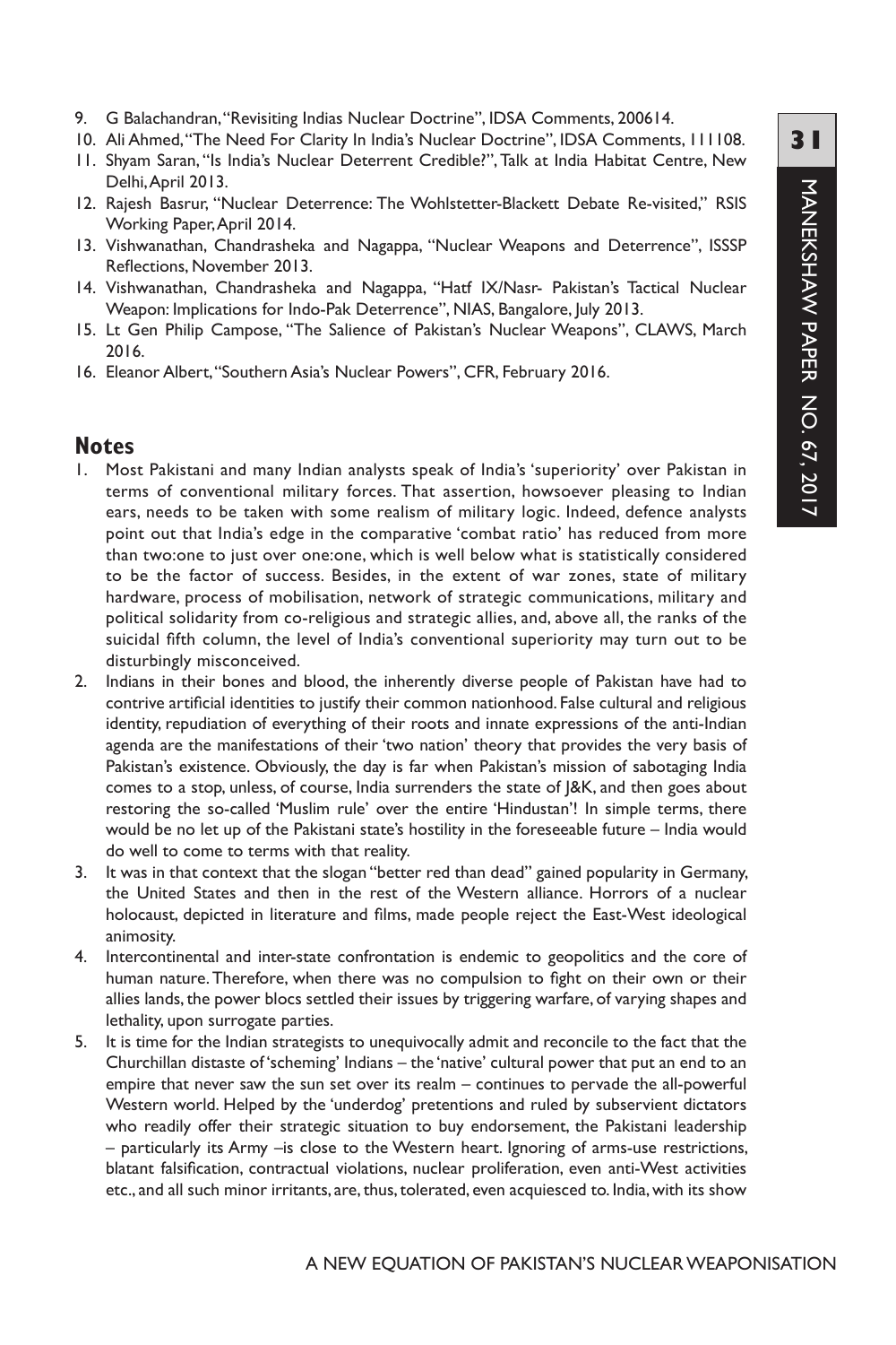9. G Balachandran, "Revisiting Indias Nuclear Doctrine", IDSA Comments, 200614.
10. Ali Ahmed, "The Need For Clarity In India's Nuclear Doctrine", IDSA Comments, 111108.
11. Shyam Saran, "Is India's Nuclear Deterrent Credible?", Talk at India Habitat Centre, New Delhi, April 2013.
12. Rajesh Basrur, "Nuclear Deterrence: The Wohlstetter-Blackett Debate Re-visited," RSIS Working Paper, April 2014.
13. Vishwanathan, Chandrasheka and Nagappa, "Nuclear Weapons and Deterrence", ISSSP Reflections, November 2013.
14. Vishwanathan, Chandrasheka and Nagappa, "Hatf IX/Nasr- Pakistan's Tactical Nuclear Weapon: Implications for Indo-Pak Deterrence", NIAS, Bangalore, July 2013.
15. Lt Gen Philip Campose, "The Salience of Pakistan's Nuclear Weapons", CLAWS, March 2016.
16. Eleanor Albert, "Southern Asia's Nuclear Powers", CFR, February 2016.

## Notes

1. Most Pakistani and many Indian analysts speak of India's 'superiority' over Pakistan in terms of conventional military forces. That assertion, howsoever pleasing to Indian ears, needs to be taken with some realism of military logic. Indeed, defence analysts point out that India's edge in the comparative 'combat ratio' has reduced from more than two:one to just over one:one, which is well below what is statistically considered to be the factor of success. Besides, in the extent of war zones, state of military hardware, process of mobilisation, network of strategic communications, military and political solidarity from co-religious and strategic allies, and, above all, the ranks of the suicidal fifth column, the level of India's conventional superiority may turn out to be disturbingly misconceived.
2. Indians in their bones and blood, the inherently diverse people of Pakistan have had to contrive artificial identities to justify their common nationhood. False cultural and religious identity, repudiation of everything of their roots and innate expressions of the anti-Indian agenda are the manifestations of their 'two nation' theory that provides the very basis of Pakistan's existence. Obviously, the day is far when Pakistan's mission of sabotaging India comes to a stop, unless, of course, India surrenders the state of J&K, and then goes about restoring the so-called 'Muslim rule' over the entire 'Hindustan'! In simple terms, there would be no let up of the Pakistani state's hostility in the foreseeable future – India would do well to come to terms with that reality.
3. It was in that context that the slogan "better red than dead" gained popularity in Germany, the United States and then in the rest of the Western alliance. Horrors of a nuclear holocaust, depicted in literature and films, made people reject the East-West ideological animosity.
4. Intercontinental and inter-state confrontation is endemic to geopolitics and the core of human nature. Therefore, when there was no compulsion to fight on their own or their allies lands, the power blocs settled their issues by triggering warfare, of varying shapes and lethality, upon surrogate parties.
5. It is time for the Indian strategists to unequivocally admit and reconcile to the fact that the Churchillan distaste of 'scheming' Indians – the 'native' cultural power that put an end to an empire that never saw the sun set over its realm – continues to pervade the all-powerful Western world. Helped by the 'underdog' pretentions and ruled by subservient dictators who readily offer their strategic situation to buy endorsement, the Pakistani leadership – particularly its Army –is close to the Western heart. Ignoring of arms-use restrictions, blatant falsification, contractual violations, nuclear proliferation, even anti-West activities etc., and all such minor irritants, are, thus, tolerated, even acquiesced to. India, with its show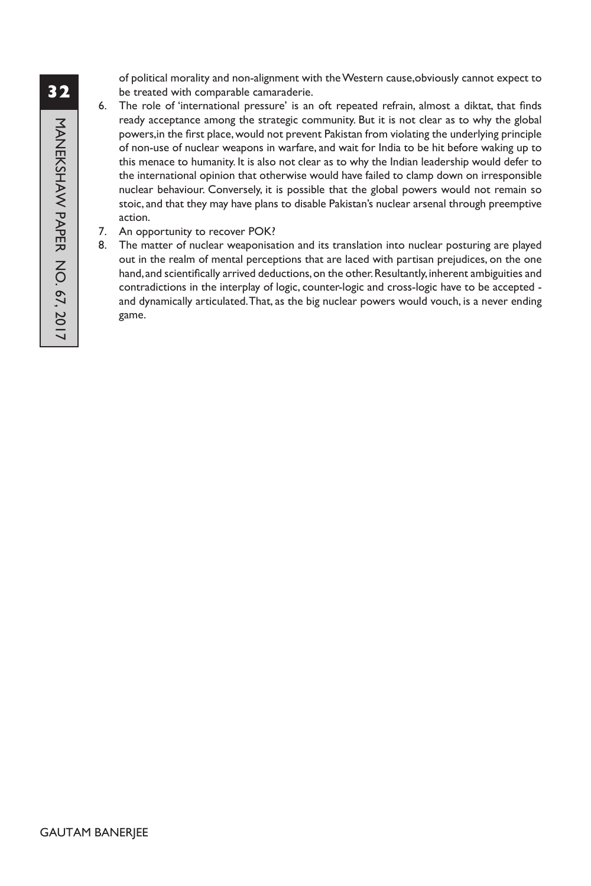of political morality and non-alignment with the Western cause, obviously cannot expect to be treated with comparable camaraderie.

6. The role of 'international pressure' is an oft repeated refrain, almost a diktat, that finds ready acceptance among the strategic community. But it is not clear as to why the global powers, in the first place, would not prevent Pakistan from violating the underlying principle of non-use of nuclear weapons in warfare, and wait for India to be hit before waking up to this menace to humanity. It is also not clear as to why the Indian leadership would defer to the international opinion that otherwise would have failed to clamp down on irresponsible nuclear behaviour. Conversely, it is possible that the global powers would not remain so stoic, and that they may have plans to disable Pakistan's nuclear arsenal through preemptive action.
7. An opportunity to recover POK?
8. The matter of nuclear weaponisation and its translation into nuclear posturing are played out in the realm of mental perceptions that are laced with partisan prejudices, on the one hand, and scientifically arrived deductions, on the other. Resultantly, inherent ambiguities and contradictions in the interplay of logic, counter-logic and cross-logic have to be accepted - and dynamically articulated. That, as the big nuclear powers would vouch, is a never ending game.